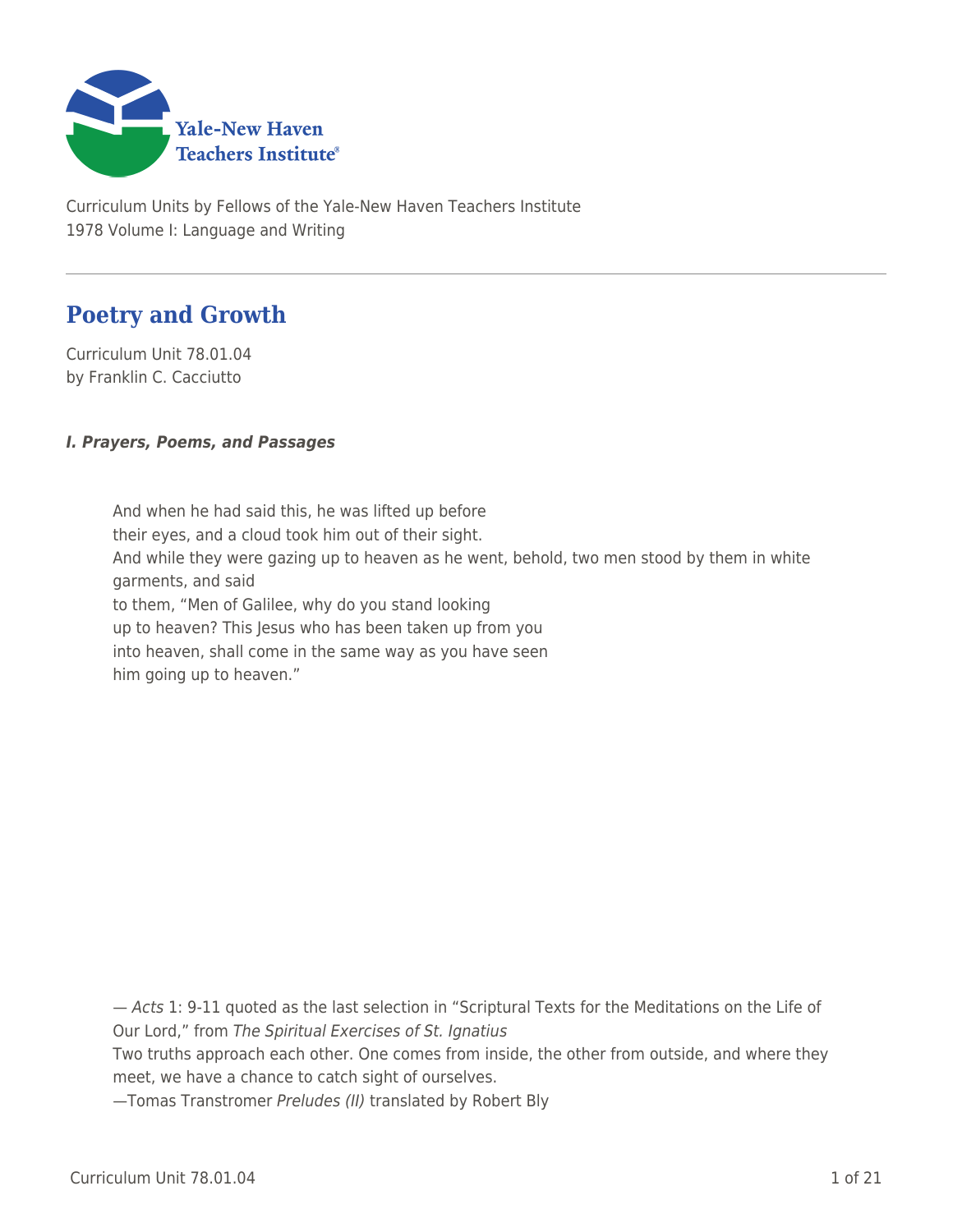Curriculum Units by Fellows of the Yale-New Haven Teachers Institute
1978 Volume I: Language and Writing

# Poetry and Growth

Curriculum Unit 78.01.04
by Franklin C. Cacciutto

### *I. Prayers, Poems, and Passages*

> And when he had said this, he was lifted up before
> their eyes, and a cloud took him out of their sight.
> And while they were gazing up to heaven as he went, behold, two men stood by them in white garments, and said
> to them, "Men of Galilee, why do you stand looking
> up to heaven? This Jesus who has been taken up from you
> into heaven, shall come in the same way as you have seen
> him going up to heaven."

— *Acts* 1: 9-11 quoted as the last selection in "Scriptural Texts for the Meditations on the Life of Our Lord," from *The Spiritual Exercises of St. Ignatius*

Two truths approach each other. One comes from inside, the other from outside, and where they meet, we have a chance to catch sight of ourselves.

—Tomas Transtromer *Preludes (II)* translated by Robert Bly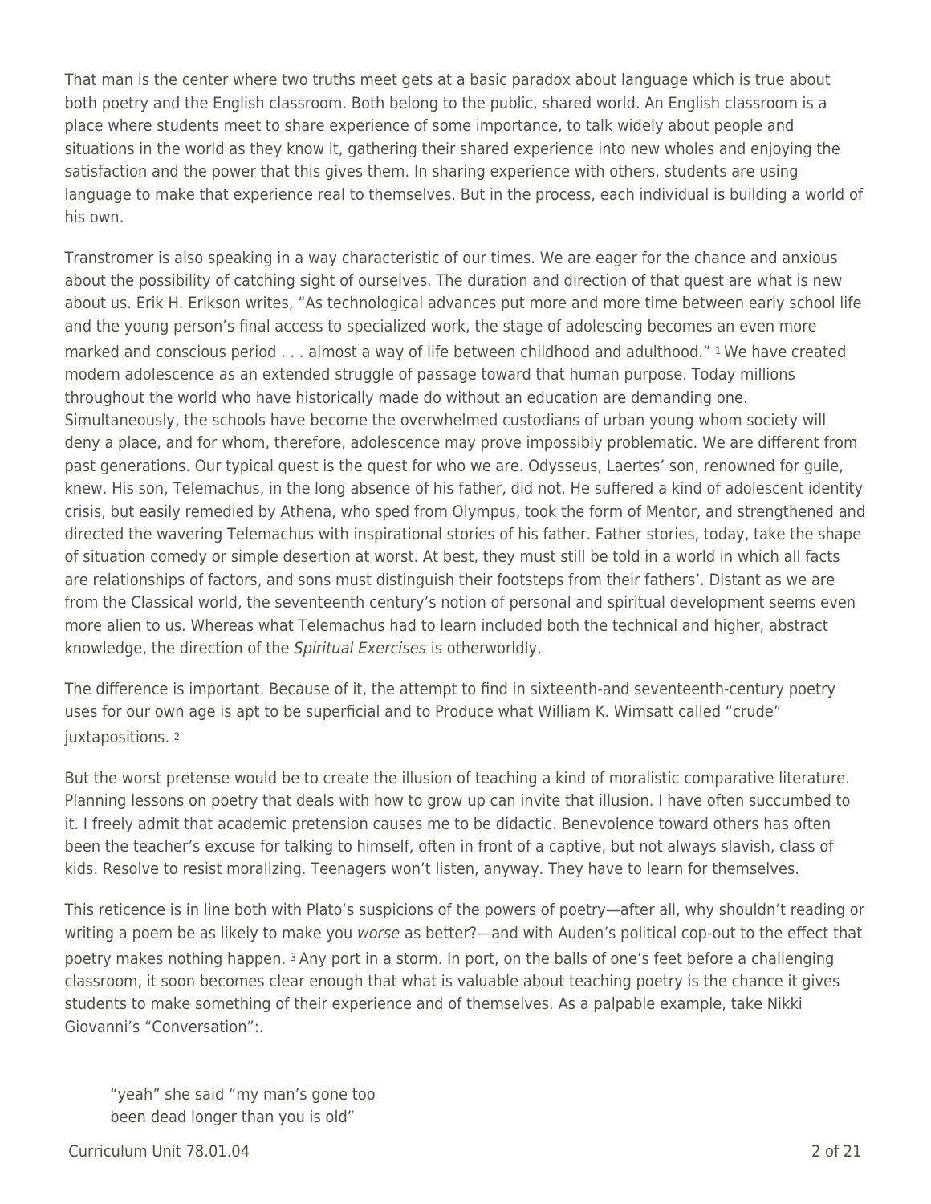That man is the center where two truths meet gets at a basic paradox about language which is true about both poetry and the English classroom. Both belong to the public, shared world. An English classroom is a place where students meet to share experience of some importance, to talk widely about people and situations in the world as they know it, gathering their shared experience into new wholes and enjoying the satisfaction and the power that this gives them. In sharing experience with others, students are using language to make that experience real to themselves. But in the process, each individual is building a world of his own.

Transtromer is also speaking in a way characteristic of our times. We are eager for the chance and anxious about the possibility of catching sight of ourselves. The duration and direction of that quest are what is new about us. Erik H. Erikson writes, "As technological advances put more and more time between early school life and the young person's final access to specialized work, the stage of adolescing becomes an even more marked and conscious period . . . almost a way of life between childhood and adulthood." [1] We have created modern adolescence as an extended struggle of passage toward that human purpose. Today millions throughout the world who have historically made do without an education are demanding one. Simultaneously, the schools have become the overwhelmed custodians of urban young whom society will deny a place, and for whom, therefore, adolescence may prove impossibly problematic. We are different from past generations. Our typical quest is the quest for who we are. Odysseus, Laertes' son, renowned for guile, knew. His son, Telemachus, in the long absence of his father, did not. He suffered a kind of adolescent identity crisis, but easily remedied by Athena, who sped from Olympus, took the form of Mentor, and strengthened and directed the wavering Telemachus with inspirational stories of his father. Father stories, today, take the shape of situation comedy or simple desertion at worst. At best, they must still be told in a world in which all facts are relationships of factors, and sons must distinguish their footsteps from their fathers'. Distant as we are from the Classical world, the seventeenth century's notion of personal and spiritual development seems even more alien to us. Whereas what Telemachus had to learn included both the technical and higher, abstract knowledge, the direction of the *Spiritual Exercises* is otherworldly.

The difference is important. Because of it, the attempt to find in sixteenth-and seventeenth-century poetry uses for our own age is apt to be superficial and to Produce what William K. Wimsatt called "crude" juxtapositions. [2]

But the worst pretense would be to create the illusion of teaching a kind of moralistic comparative literature. Planning lessons on poetry that deals with how to grow up can invite that illusion. I have often succumbed to it. I freely admit that academic pretension causes me to be didactic. Benevolence toward others has often been the teacher's excuse for talking to himself, often in front of a captive, but not always slavish, class of kids. Resolve to resist moralizing. Teenagers won't listen, anyway. They have to learn for themselves.

This reticence is in line both with Plato's suspicions of the powers of poetry—after all, why shouldn't reading or writing a poem be as likely to make you *worse* as better?—and with Auden's political cop-out to the effect that poetry makes nothing happen. [3] Any port in a storm. In port, on the balls of one's feet before a challenging classroom, it soon becomes clear enough that what is valuable about teaching poetry is the chance it gives students to make something of their experience and of themselves. As a palpable example, take Nikki Giovanni's "Conversation":.

> "yeah" she said "my man's gone too
> been dead longer than you is old"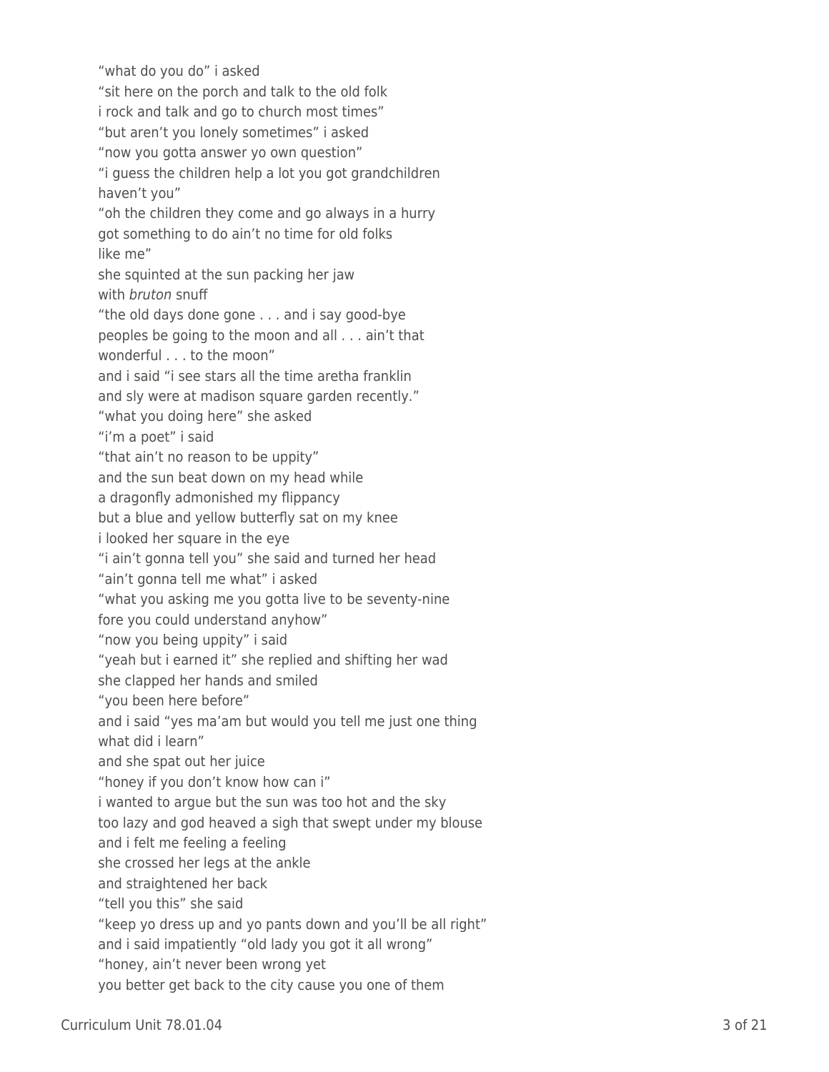"what do you do" i asked
"sit here on the porch and talk to the old folk
i rock and talk and go to church most times"
"but aren't you lonely sometimes" i asked
"now you gotta answer yo own question"
"i guess the children help a lot you got grandchildren
haven't you"
"oh the children they come and go always in a hurry
got something to do ain't no time for old folks
like me"
she squinted at the sun packing her jaw
with *bruton* snuff
"the old days done gone . . . and i say good-bye
peoples be going to the moon and all . . . ain't that
wonderful . . . to the moon"
and i said "i see stars all the time aretha franklin
and sly were at madison square garden recently."
"what you doing here" she asked
"i'm a poet" i said
"that ain't no reason to be uppity"
and the sun beat down on my head while
a dragonfly admonished my flippancy
but a blue and yellow butterfly sat on my knee
i looked her square in the eye
"i ain't gonna tell you" she said and turned her head
"ain't gonna tell me what" i asked
"what you asking me you gotta live to be seventy-nine
fore you could understand anyhow"
"now you being uppity" i said
"yeah but i earned it" she replied and shifting her wad
she clapped her hands and smiled
"you been here before"
and i said "yes ma'am but would you tell me just one thing
what did i learn"
and she spat out her juice
"honey if you don't know how can i"
i wanted to argue but the sun was too hot and the sky
too lazy and god heaved a sigh that swept under my blouse
and i felt me feeling a feeling
she crossed her legs at the ankle
and straightened her back
"tell you this" she said
"keep yo dress up and yo pants down and you'll be all right"
and i said impatiently "old lady you got it all wrong"
"honey, ain't never been wrong yet
you better get back to the city cause you one of them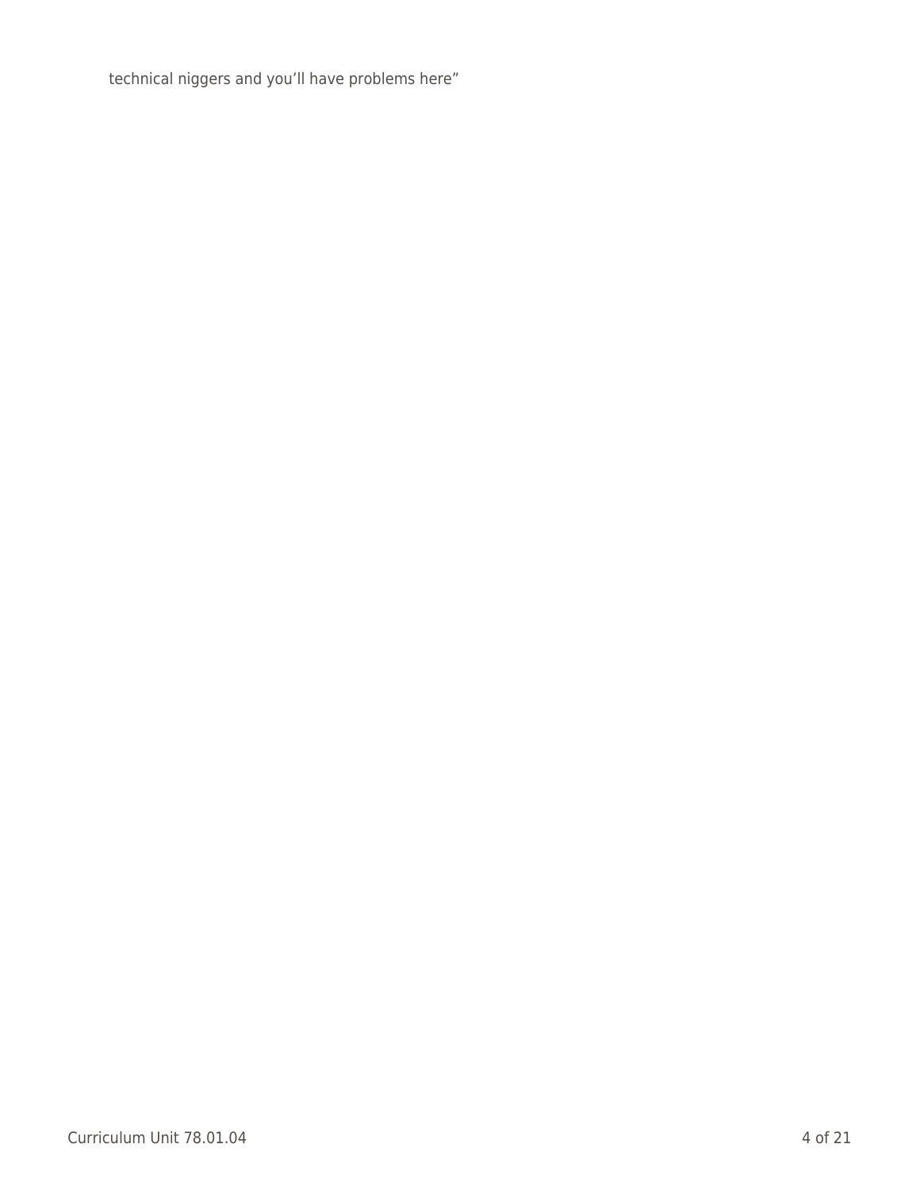technical niggers and you'll have problems here"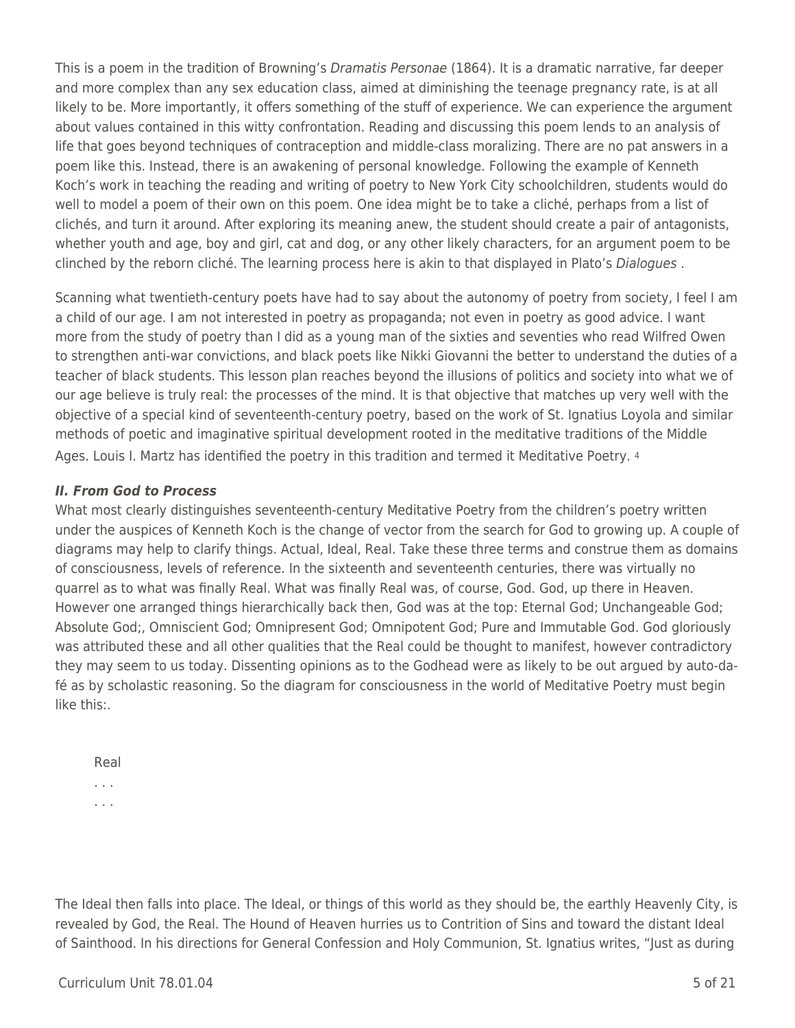This is a poem in the tradition of Browning's *Dramatis Personae* (1864). It is a dramatic narrative, far deeper and more complex than any sex education class, aimed at diminishing the teenage pregnancy rate, is at all likely to be. More importantly, it offers something of the stuff of experience. We can experience the argument about values contained in this witty confrontation. Reading and discussing this poem lends to an analysis of life that goes beyond techniques of contraception and middle-class moralizing. There are no pat answers in a poem like this. Instead, there is an awakening of personal knowledge. Following the example of Kenneth Koch's work in teaching the reading and writing of poetry to New York City schoolchildren, students would do well to model a poem of their own on this poem. One idea might be to take a cliché, perhaps from a list of clichés, and turn it around. After exploring its meaning anew, the student should create a pair of antagonists, whether youth and age, boy and girl, cat and dog, or any other likely characters, for an argument poem to be clinched by the reborn cliché. The learning process here is akin to that displayed in Plato's *Dialogues* .

Scanning what twentieth-century poets have had to say about the autonomy of poetry from society, I feel I am a child of our age. I am not interested in poetry as propaganda; not even in poetry as good advice. I want more from the study of poetry than I did as a young man of the sixties and seventies who read Wilfred Owen to strengthen anti-war convictions, and black poets like Nikki Giovanni the better to understand the duties of a teacher of black students. This lesson plan reaches beyond the illusions of politics and society into what we of our age believe is truly real: the processes of the mind. It is that objective that matches up very well with the objective of a special kind of seventeenth-century poetry, based on the work of St. Ignatius Loyola and similar methods of poetic and imaginative spiritual development rooted in the meditative traditions of the Middle Ages. Louis I. Martz has identified the poetry in this tradition and termed it Meditative Poetry. [4]

### *II. From God to Process*

What most clearly distinguishes seventeenth-century Meditative Poetry from the children's poetry written under the auspices of Kenneth Koch is the change of vector from the search for God to growing up. A couple of diagrams may help to clarify things. Actual, Ideal, Real. Take these three terms and construe them as domains of consciousness, levels of reference. In the sixteenth and seventeenth centuries, there was virtually no quarrel as to what was finally Real. What was finally Real was, of course, God. God, up there in Heaven. However one arranged things hierarchically back then, God was at the top: Eternal God; Unchangeable God; Absolute God;, Omniscient God; Omnipresent God; Omnipotent God; Pure and Immutable God. God gloriously was attributed these and all other qualities that the Real could be thought to manifest, however contradictory they may seem to us today. Dissenting opinions as to the Godhead were as likely to be out argued by auto-da-fé as by scholastic reasoning. So the diagram for consciousness in the world of Meditative Poetry must begin like this:.

Real
. . .
. . .

The Ideal then falls into place. The Ideal, or things of this world as they should be, the earthly Heavenly City, is revealed by God, the Real. The Hound of Heaven hurries us to Contrition of Sins and toward the distant Ideal of Sainthood. In his directions for General Confession and Holy Communion, St. Ignatius writes, "Just as during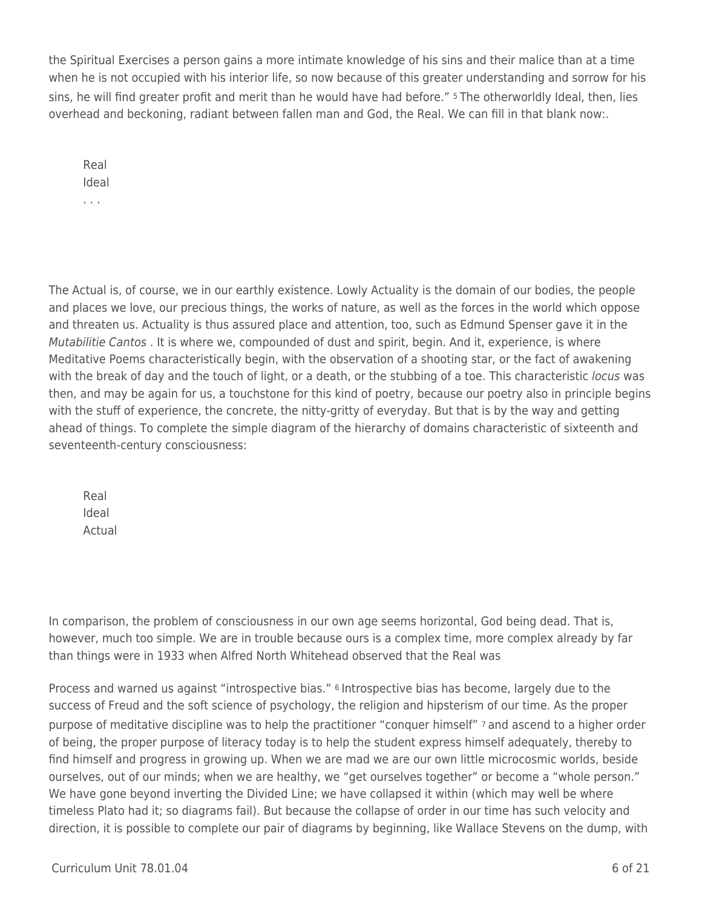the Spiritual Exercises a person gains a more intimate knowledge of his sins and their malice than at a time when he is not occupied with his interior life, so now because of this greater understanding and sorrow for his sins, he will find greater profit and merit than he would have had before." [5] The otherworldly Ideal, then, lies overhead and beckoning, radiant between fallen man and God, the Real. We can fill in that blank now:.

> Real
> Ideal
> . . .

The Actual is, of course, we in our earthly existence. Lowly Actuality is the domain of our bodies, the people and places we love, our precious things, the works of nature, as well as the forces in the world which oppose and threaten us. Actuality is thus assured place and attention, too, such as Edmund Spenser gave it in the *Mutabilitie Cantos* . It is where we, compounded of dust and spirit, begin. And it, experience, is where Meditative Poems characteristically begin, with the observation of a shooting star, or the fact of awakening with the break of day and the touch of light, or a death, or the stubbing of a toe. This characteristic *locus* was then, and may be again for us, a touchstone for this kind of poetry, because our poetry also in principle begins with the stuff of experience, the concrete, the nitty-gritty of everyday. But that is by the way and getting ahead of things. To complete the simple diagram of the hierarchy of domains characteristic of sixteenth and seventeenth-century consciousness:

> Real
> Ideal
> Actual

In comparison, the problem of consciousness in our own age seems horizontal, God being dead. That is, however, much too simple. We are in trouble because ours is a complex time, more complex already by far than things were in 1933 when Alfred North Whitehead observed that the Real was

Process and warned us against "introspective bias." [6] Introspective bias has become, largely due to the success of Freud and the soft science of psychology, the religion and hipsterism of our time. As the proper purpose of meditative discipline was to help the practitioner "conquer himself" [7] and ascend to a higher order of being, the proper purpose of literacy today is to help the student express himself adequately, thereby to find himself and progress in growing up. When we are mad we are our own little microcosmic worlds, beside ourselves, out of our minds; when we are healthy, we "get ourselves together" or become a "whole person." We have gone beyond inverting the Divided Line; we have collapsed it within (which may well be where timeless Plato had it; so diagrams fail). But because the collapse of order in our time has such velocity and direction, it is possible to complete our pair of diagrams by beginning, like Wallace Stevens on the dump, with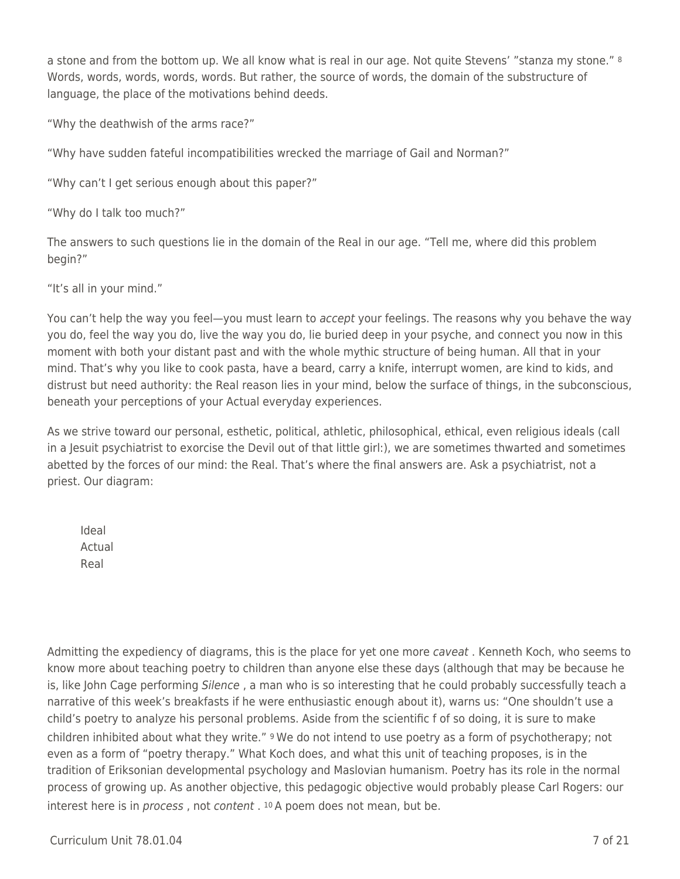a stone and from the bottom up. We all know what is real in our age. Not quite Stevens' "stanza my stone." [8] Words, words, words, words, words. But rather, the source of words, the domain of the substructure of language, the place of the motivations behind deeds.

"Why the deathwish of the arms race?"

"Why have sudden fateful incompatibilities wrecked the marriage of Gail and Norman?"

"Why can't I get serious enough about this paper?"

"Why do I talk too much?"

The answers to such questions lie in the domain of the Real in our age. "Tell me, where did this problem begin?"

"It's all in your mind."

You can't help the way you feel—you must learn to *accept* your feelings. The reasons why you behave the way you do, feel the way you do, live the way you do, lie buried deep in your psyche, and connect you now in this moment with both your distant past and with the whole mythic structure of being human. All that in your mind. That's why you like to cook pasta, have a beard, carry a knife, interrupt women, are kind to kids, and distrust but need authority: the Real reason lies in your mind, below the surface of things, in the subconscious, beneath your perceptions of your Actual everyday experiences.

As we strive toward our personal, esthetic, political, athletic, philosophical, ethical, even religious ideals (call in a Jesuit psychiatrist to exorcise the Devil out of that little girl:), we are sometimes thwarted and sometimes abetted by the forces of our mind: the Real. That's where the final answers are. Ask a psychiatrist, not a priest. Our diagram:

Ideal
Actual
Real

Admitting the expediency of diagrams, this is the place for yet one more *caveat* . Kenneth Koch, who seems to know more about teaching poetry to children than anyone else these days (although that may be because he is, like John Cage performing *Silence* , a man who is so interesting that he could probably successfully teach a narrative of this week's breakfasts if he were enthusiastic enough about it), warns us: "One shouldn't use a child's poetry to analyze his personal problems. Aside from the scientific f of so doing, it is sure to make children inhibited about what they write." [9] We do not intend to use poetry as a form of psychotherapy; not even as a form of "poetry therapy." What Koch does, and what this unit of teaching proposes, is in the tradition of Eriksonian developmental psychology and Maslovian humanism. Poetry has its role in the normal process of growing up. As another objective, this pedagogic objective would probably please Carl Rogers: our interest here is in *process* , not *content* . [10] A poem does not mean, but be.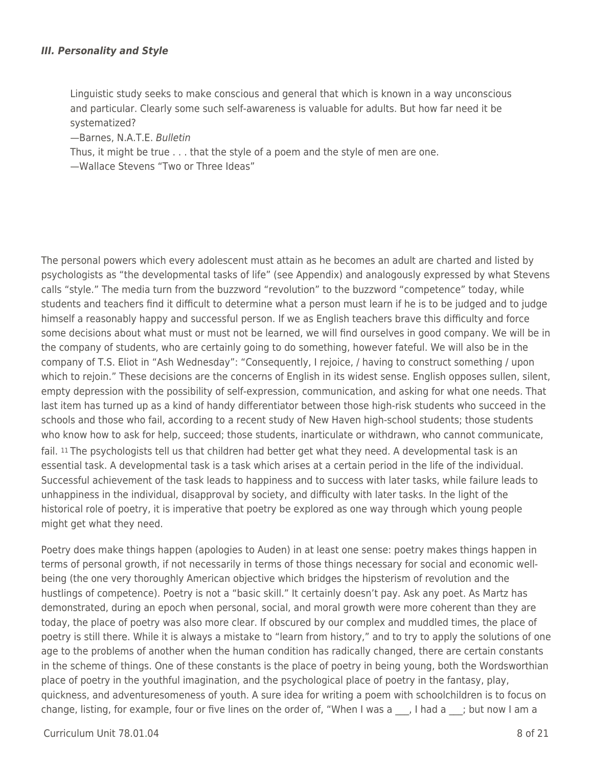### *III. Personality and Style*

> Linguistic study seeks to make conscious and general that which is known in a way unconscious and particular. Clearly some such self-awareness is valuable for adults. But how far need it be systematized?
>
> —Barnes, N.A.T.E. *Bulletin*
>
> Thus, it might be true . . . that the style of a poem and the style of men are one.
>
> —Wallace Stevens "Two or Three Ideas"

The personal powers which every adolescent must attain as he becomes an adult are charted and listed by psychologists as "the developmental tasks of life" (see Appendix) and analogously expressed by what Stevens calls "style." The media turn from the buzzword "revolution" to the buzzword "competence" today, while students and teachers find it difficult to determine what a person must learn if he is to be judged and to judge himself a reasonably happy and successful person. If we as English teachers brave this difficulty and force some decisions about what must or must not be learned, we will find ourselves in good company. We will be in the company of students, who are certainly going to do something, however fateful. We will also be in the company of T.S. Eliot in "Ash Wednesday": "Consequently, I rejoice, / having to construct something / upon which to rejoin." These decisions are the concerns of English in its widest sense. English opposes sullen, silent, empty depression with the possibility of self-expression, communication, and asking for what one needs. That last item has turned up as a kind of handy differentiator between those high-risk students who succeed in the schools and those who fail, according to a recent study of New Haven high-school students; those students who know how to ask for help, succeed; those students, inarticulate or withdrawn, who cannot communicate, fail. [11] The psychologists tell us that children had better get what they need. A developmental task is an essential task. A developmental task is a task which arises at a certain period in the life of the individual. Successful achievement of the task leads to happiness and to success with later tasks, while failure leads to unhappiness in the individual, disapproval by society, and difficulty with later tasks. In the light of the historical role of poetry, it is imperative that poetry be explored as one way through which young people might get what they need.

Poetry does make things happen (apologies to Auden) in at least one sense: poetry makes things happen in terms of personal growth, if not necessarily in terms of those things necessary for social and economic well-being (the one very thoroughly American objective which bridges the hipsterism of revolution and the hustlings of competence). Poetry is not a "basic skill." It certainly doesn't pay. Ask any poet. As Martz has demonstrated, during an epoch when personal, social, and moral growth were more coherent than they are today, the place of poetry was also more clear. If obscured by our complex and muddled times, the place of poetry is still there. While it is always a mistake to "learn from history," and to try to apply the solutions of one age to the problems of another when the human condition has radically changed, there are certain constants in the scheme of things. One of these constants is the place of poetry in being young, both the Wordsworthian place of poetry in the youthful imagination, and the psychological place of poetry in the fantasy, play, quickness, and adventuresomeness of youth. A sure idea for writing a poem with schoolchildren is to focus on change, listing, for example, four or five lines on the order of, "When I was a ___, I had a ___; but now I am a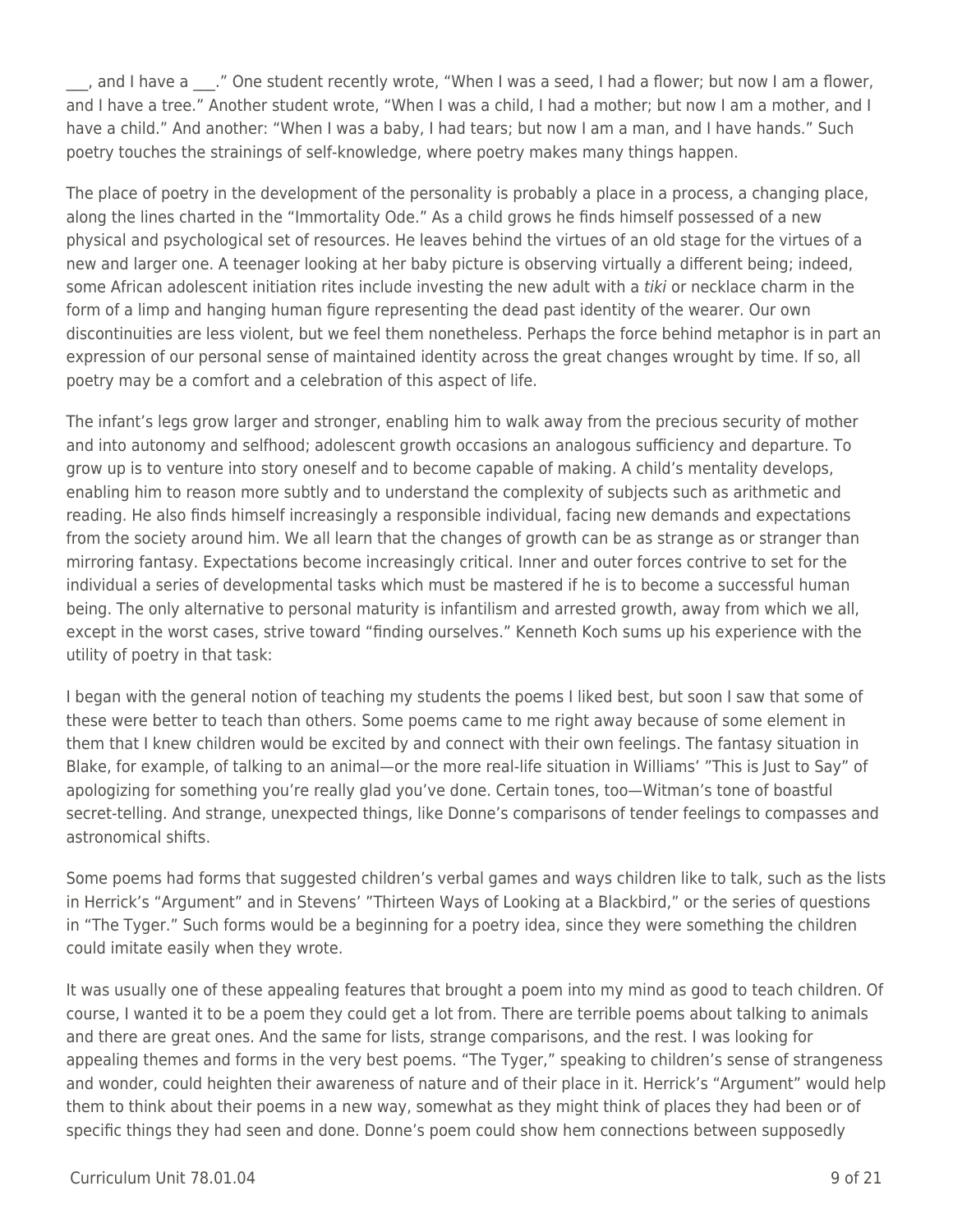___, and I have a ___." One student recently wrote, "When I was a seed, I had a flower; but now I am a flower, and I have a tree." Another student wrote, "When I was a child, I had a mother; but now I am a mother, and I have a child." And another: "When I was a baby, I had tears; but now I am a man, and I have hands." Such poetry touches the strainings of self-knowledge, where poetry makes many things happen.

The place of poetry in the development of the personality is probably a place in a process, a changing place, along the lines charted in the "Immortality Ode." As a child grows he finds himself possessed of a new physical and psychological set of resources. He leaves behind the virtues of an old stage for the virtues of a new and larger one. A teenager looking at her baby picture is observing virtually a different being; indeed, some African adolescent initiation rites include investing the new adult with a *tiki* or necklace charm in the form of a limp and hanging human figure representing the dead past identity of the wearer. Our own discontinuities are less violent, but we feel them nonetheless. Perhaps the force behind metaphor is in part an expression of our personal sense of maintained identity across the great changes wrought by time. If so, all poetry may be a comfort and a celebration of this aspect of life.

The infant's legs grow larger and stronger, enabling him to walk away from the precious security of mother and into autonomy and selfhood; adolescent growth occasions an analogous sufficiency and departure. To grow up is to venture into story oneself and to become capable of making. A child's mentality develops, enabling him to reason more subtly and to understand the complexity of subjects such as arithmetic and reading. He also finds himself increasingly a responsible individual, facing new demands and expectations from the society around him. We all learn that the changes of growth can be as strange as or stranger than mirroring fantasy. Expectations become increasingly critical. Inner and outer forces contrive to set for the individual a series of developmental tasks which must be mastered if he is to become a successful human being. The only alternative to personal maturity is infantilism and arrested growth, away from which we all, except in the worst cases, strive toward "finding ourselves." Kenneth Koch sums up his experience with the utility of poetry in that task:

I began with the general notion of teaching my students the poems I liked best, but soon I saw that some of these were better to teach than others. Some poems came to me right away because of some element in them that I knew children would be excited by and connect with their own feelings. The fantasy situation in Blake, for example, of talking to an animal—or the more real-life situation in Williams' "This is Just to Say" of apologizing for something you're really glad you've done. Certain tones, too—Witman's tone of boastful secret-telling. And strange, unexpected things, like Donne's comparisons of tender feelings to compasses and astronomical shifts.

Some poems had forms that suggested children's verbal games and ways children like to talk, such as the lists in Herrick's "Argument" and in Stevens' "Thirteen Ways of Looking at a Blackbird," or the series of questions in "The Tyger." Such forms would be a beginning for a poetry idea, since they were something the children could imitate easily when they wrote.

It was usually one of these appealing features that brought a poem into my mind as good to teach children. Of course, I wanted it to be a poem they could get a lot from. There are terrible poems about talking to animals and there are great ones. And the same for lists, strange comparisons, and the rest. I was looking for appealing themes and forms in the very best poems. "The Tyger," speaking to children's sense of strangeness and wonder, could heighten their awareness of nature and of their place in it. Herrick's "Argument" would help them to think about their poems in a new way, somewhat as they might think of places they had been or of specific things they had seen and done. Donne's poem could show hem connections between supposedly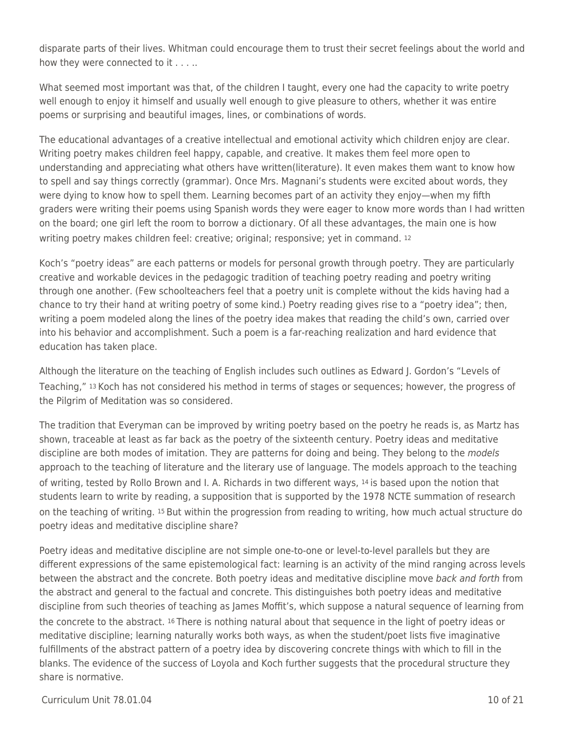disparate parts of their lives. Whitman could encourage them to trust their secret feelings about the world and how they were connected to it . . . ..

What seemed most important was that, of the children I taught, every one had the capacity to write poetry well enough to enjoy it himself and usually well enough to give pleasure to others, whether it was entire poems or surprising and beautiful images, lines, or combinations of words.

The educational advantages of a creative intellectual and emotional activity which children enjoy are clear. Writing poetry makes children feel happy, capable, and creative. It makes them feel more open to understanding and appreciating what others have written(literature). It even makes them want to know how to spell and say things correctly (grammar). Once Mrs. Magnani's students were excited about words, they were dying to know how to spell them. Learning becomes part of an activity they enjoy—when my fifth graders were writing their poems using Spanish words they were eager to know more words than I had written on the board; one girl left the room to borrow a dictionary. Of all these advantages, the main one is how writing poetry makes children feel: creative; original; responsive; yet in command. [12]

Koch's "poetry ideas" are each patterns or models for personal growth through poetry. They are particularly creative and workable devices in the pedagogic tradition of teaching poetry reading and poetry writing through one another. (Few schoolteachers feel that a poetry unit is complete without the kids having had a chance to try their hand at writing poetry of some kind.) Poetry reading gives rise to a "poetry idea"; then, writing a poem modeled along the lines of the poetry idea makes that reading the child's own, carried over into his behavior and accomplishment. Such a poem is a far-reaching realization and hard evidence that education has taken place.

Although the literature on the teaching of English includes such outlines as Edward J. Gordon's "Levels of Teaching," [13] Koch has not considered his method in terms of stages or sequences; however, the progress of the Pilgrim of Meditation was so considered.

The tradition that Everyman can be improved by writing poetry based on the poetry he reads is, as Martz has shown, traceable at least as far back as the poetry of the sixteenth century. Poetry ideas and meditative discipline are both modes of imitation. They are patterns for doing and being. They belong to the *models* approach to the teaching of literature and the literary use of language. The models approach to the teaching of writing, tested by Rollo Brown and I. A. Richards in two different ways, [14] is based upon the notion that students learn to write by reading, a supposition that is supported by the 1978 NCTE summation of research on the teaching of writing. [15] But within the progression from reading to writing, how much actual structure do poetry ideas and meditative discipline share?

Poetry ideas and meditative discipline are not simple one-to-one or level-to-level parallels but they are different expressions of the same epistemological fact: learning is an activity of the mind ranging across levels between the abstract and the concrete. Both poetry ideas and meditative discipline move *back and forth* from the abstract and general to the factual and concrete. This distinguishes both poetry ideas and meditative discipline from such theories of teaching as James Moffit's, which suppose a natural sequence of learning from the concrete to the abstract. [16] There is nothing natural about that sequence in the light of poetry ideas or meditative discipline; learning naturally works both ways, as when the student/poet lists five imaginative fulfillments of the abstract pattern of a poetry idea by discovering concrete things with which to fill in the blanks. The evidence of the success of Loyola and Koch further suggests that the procedural structure they share is normative.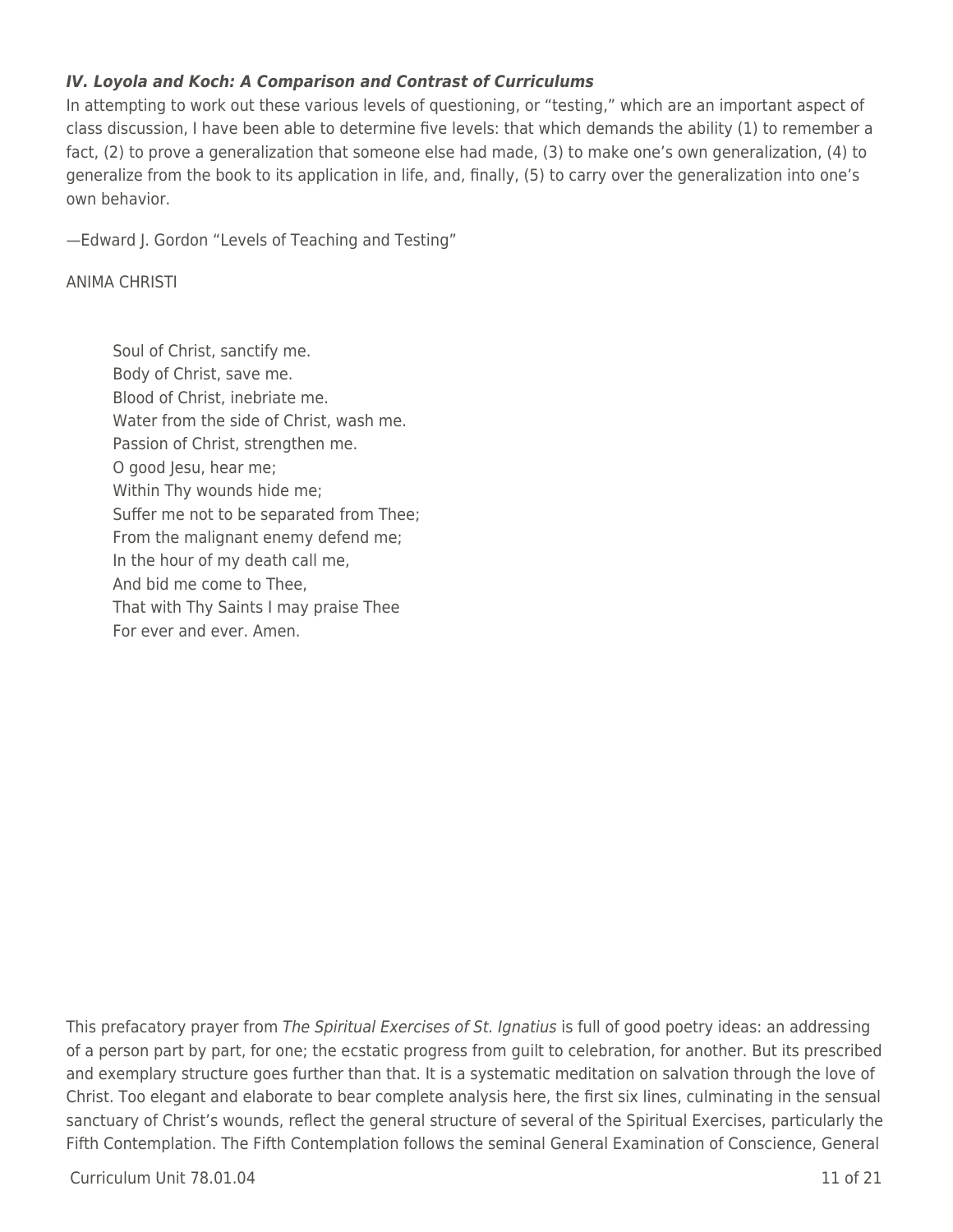### *IV. Loyola and Koch: A Comparison and Contrast of Curriculums*

In attempting to work out these various levels of questioning, or "testing," which are an important aspect of class discussion, I have been able to determine five levels: that which demands the ability (1) to remember a fact, (2) to prove a generalization that someone else had made, (3) to make one's own generalization, (4) to generalize from the book to its application in life, and, finally, (5) to carry over the generalization into one's own behavior.

—Edward J. Gordon "Levels of Teaching and Testing"

ANIMA CHRISTI

> Soul of Christ, sanctify me.
> Body of Christ, save me.
> Blood of Christ, inebriate me.
> Water from the side of Christ, wash me.
> Passion of Christ, strengthen me.
> O good Jesu, hear me;
> Within Thy wounds hide me;
> Suffer me not to be separated from Thee;
> From the malignant enemy defend me;
> In the hour of my death call me,
> And bid me come to Thee,
> That with Thy Saints I may praise Thee
> For ever and ever. Amen.

This prefacatory prayer from *The Spiritual Exercises of St. Ignatius* is full of good poetry ideas: an addressing of a person part by part, for one; the ecstatic progress from guilt to celebration, for another. But its prescribed and exemplary structure goes further than that. It is a systematic meditation on salvation through the love of Christ. Too elegant and elaborate to bear complete analysis here, the first six lines, culminating in the sensual sanctuary of Christ's wounds, reflect the general structure of several of the Spiritual Exercises, particularly the Fifth Contemplation. The Fifth Contemplation follows the seminal General Examination of Conscience, General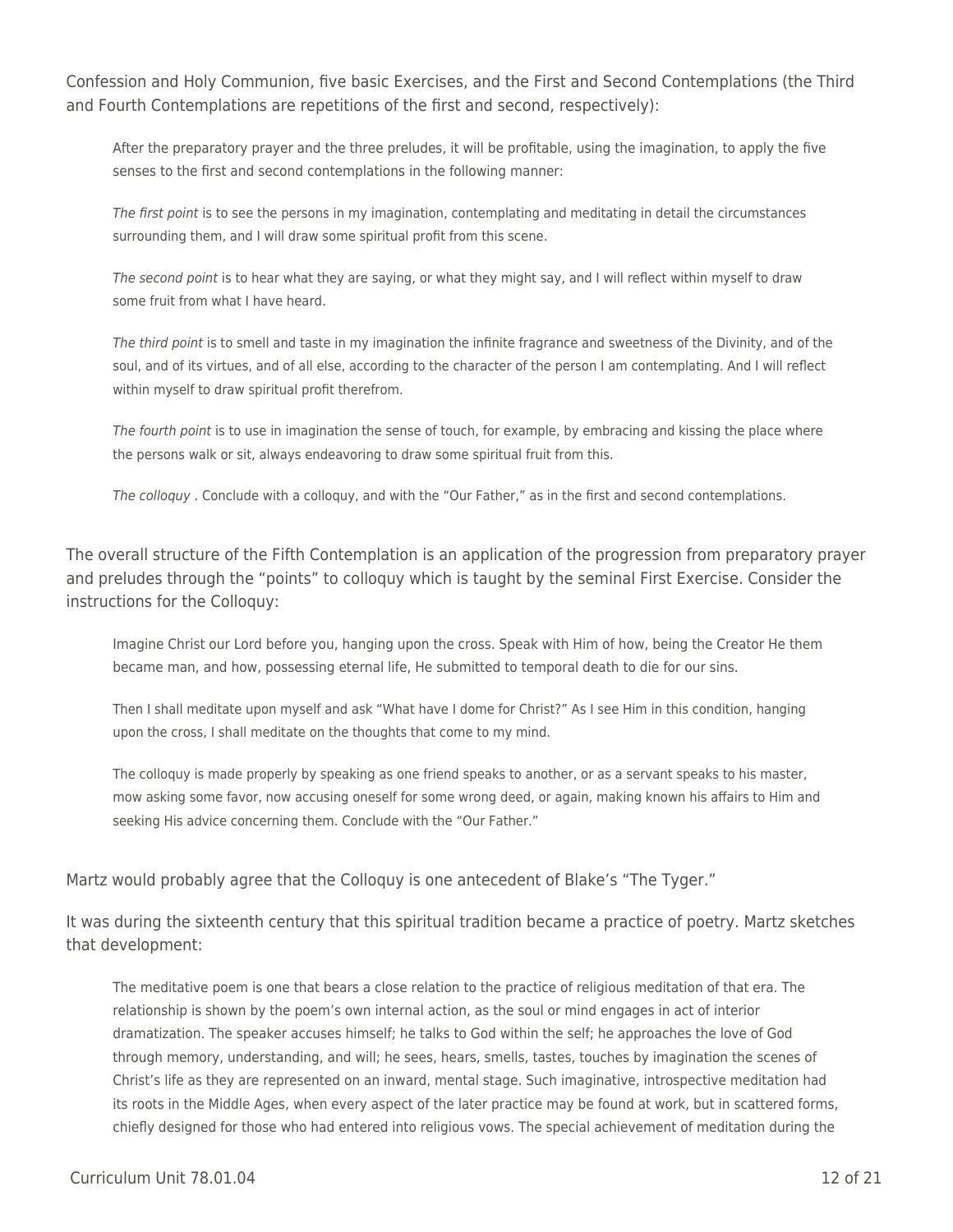Confession and Holy Communion, five basic Exercises, and the First and Second Contemplations (the Third and Fourth Contemplations are repetitions of the first and second, respectively):

> After the preparatory prayer and the three preludes, it will be profitable, using the imagination, to apply the five senses to the first and second contemplations in the following manner:
>
> *The first point* is to see the persons in my imagination, contemplating and meditating in detail the circumstances surrounding them, and I will draw some spiritual profit from this scene.
>
> *The second point* is to hear what they are saying, or what they might say, and I will reflect within myself to draw some fruit from what I have heard.
>
> *The third point* is to smell and taste in my imagination the infinite fragrance and sweetness of the Divinity, and of the soul, and of its virtues, and of all else, according to the character of the person I am contemplating. And I will reflect within myself to draw spiritual profit therefrom.
>
> *The fourth point* is to use in imagination the sense of touch, for example, by embracing and kissing the place where the persons walk or sit, always endeavoring to draw some spiritual fruit from this.
>
> *The colloquy* . Conclude with a colloquy, and with the "Our Father," as in the first and second contemplations.

The overall structure of the Fifth Contemplation is an application of the progression from preparatory prayer and preludes through the "points" to colloquy which is taught by the seminal First Exercise. Consider the instructions for the Colloquy:

> Imagine Christ our Lord before you, hanging upon the cross. Speak with Him of how, being the Creator He them became man, and how, possessing eternal life, He submitted to temporal death to die for our sins.
>
> Then I shall meditate upon myself and ask "What have I dome for Christ?" As I see Him in this condition, hanging upon the cross, I shall meditate on the thoughts that come to my mind.
>
> The colloquy is made properly by speaking as one friend speaks to another, or as a servant speaks to his master, mow asking some favor, now accusing oneself for some wrong deed, or again, making known his affairs to Him and seeking His advice concerning them. Conclude with the "Our Father."

Martz would probably agree that the Colloquy is one antecedent of Blake's "The Tyger."

It was during the sixteenth century that this spiritual tradition became a practice of poetry. Martz sketches that development:

> The meditative poem is one that bears a close relation to the practice of religious meditation of that era. The relationship is shown by the poem's own internal action, as the soul or mind engages in act of interior dramatization. The speaker accuses himself; he talks to God within the self; he approaches the love of God through memory, understanding, and will; he sees, hears, smells, tastes, touches by imagination the scenes of Christ's life as they are represented on an inward, mental stage. Such imaginative, introspective meditation had its roots in the Middle Ages, when every aspect of the later practice may be found at work, but in scattered forms, chiefly designed for those who had entered into religious vows. The special achievement of meditation during the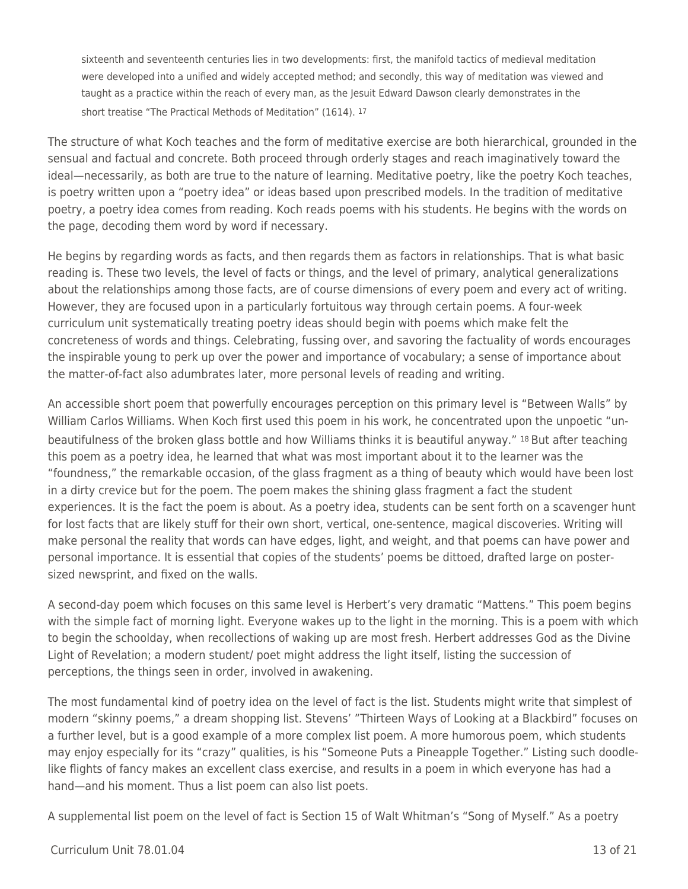> sixteenth and seventeenth centuries lies in two developments: first, the manifold tactics of medieval meditation were developed into a unified and widely accepted method; and secondly, this way of meditation was viewed and taught as a practice within the reach of every man, as the Jesuit Edward Dawson clearly demonstrates in the short treatise "The Practical Methods of Meditation" (1614). [17]

The structure of what Koch teaches and the form of meditative exercise are both hierarchical, grounded in the sensual and factual and concrete. Both proceed through orderly stages and reach imaginatively toward the ideal—necessarily, as both are true to the nature of learning. Meditative poetry, like the poetry Koch teaches, is poetry written upon a "poetry idea" or ideas based upon prescribed models. In the tradition of meditative poetry, a poetry idea comes from reading. Koch reads poems with his students. He begins with the words on the page, decoding them word by word if necessary.

He begins by regarding words as facts, and then regards them as factors in relationships. That is what basic reading is. These two levels, the level of facts or things, and the level of primary, analytical generalizations about the relationships among those facts, are of course dimensions of every poem and every act of writing. However, they are focused upon in a particularly fortuitous way through certain poems. A four-week curriculum unit systematically treating poetry ideas should begin with poems which make felt the concreteness of words and things. Celebrating, fussing over, and savoring the factuality of words encourages the inspirable young to perk up over the power and importance of vocabulary; a sense of importance about the matter-of-fact also adumbrates later, more personal levels of reading and writing.

An accessible short poem that powerfully encourages perception on this primary level is "Between Walls" by William Carlos Williams. When Koch first used this poem in his work, he concentrated upon the unpoetic "un-beautifulness of the broken glass bottle and how Williams thinks it is beautiful anyway." [18] But after teaching this poem as a poetry idea, he learned that what was most important about it to the learner was the "foundness," the remarkable occasion, of the glass fragment as a thing of beauty which would have been lost in a dirty crevice but for the poem. The poem makes the shining glass fragment a fact the student experiences. It is the fact the poem is about. As a poetry idea, students can be sent forth on a scavenger hunt for lost facts that are likely stuff for their own short, vertical, one-sentence, magical discoveries. Writing will make personal the reality that words can have edges, light, and weight, and that poems can have power and personal importance. It is essential that copies of the students' poems be dittoed, drafted large on poster-sized newsprint, and fixed on the walls.

A second-day poem which focuses on this same level is Herbert's very dramatic "Mattens." This poem begins with the simple fact of morning light. Everyone wakes up to the light in the morning. This is a poem with which to begin the schoolday, when recollections of waking up are most fresh. Herbert addresses God as the Divine Light of Revelation; a modern student/ poet might address the light itself, listing the succession of perceptions, the things seen in order, involved in awakening.

The most fundamental kind of poetry idea on the level of fact is the list. Students might write that simplest of modern "skinny poems," a dream shopping list. Stevens' "Thirteen Ways of Looking at a Blackbird" focuses on a further level, but is a good example of a more complex list poem. A more humorous poem, which students may enjoy especially for its "crazy" qualities, is his "Someone Puts a Pineapple Together." Listing such doodle-like flights of fancy makes an excellent class exercise, and results in a poem in which everyone has had a hand—and his moment. Thus a list poem can also list poets.

A supplemental list poem on the level of fact is Section 15 of Walt Whitman's "Song of Myself." As a poetry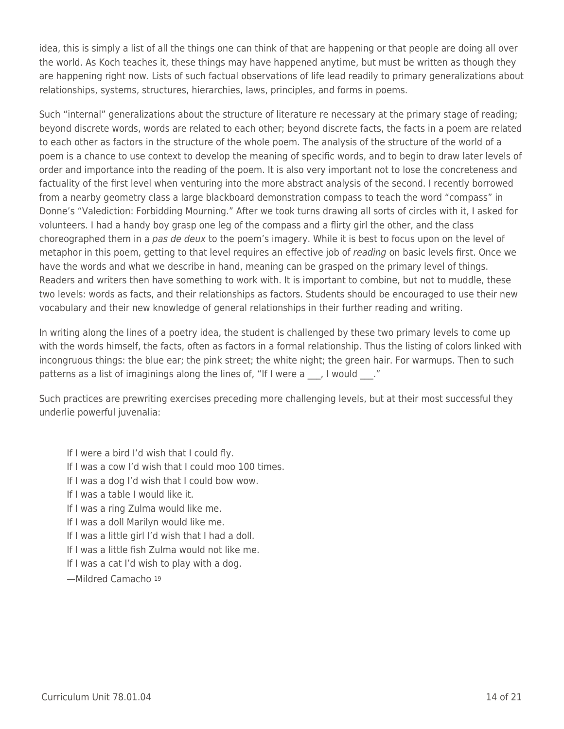idea, this is simply a list of all the things one can think of that are happening or that people are doing all over the world. As Koch teaches it, these things may have happened anytime, but must be written as though they are happening right now. Lists of such factual observations of life lead readily to primary generalizations about relationships, systems, structures, hierarchies, laws, principles, and forms in poems.

Such "internal" generalizations about the structure of literature re necessary at the primary stage of reading; beyond discrete words, words are related to each other; beyond discrete facts, the facts in a poem are related to each other as factors in the structure of the whole poem. The analysis of the structure of the world of a poem is a chance to use context to develop the meaning of specific words, and to begin to draw later levels of order and importance into the reading of the poem. It is also very important not to lose the concreteness and factuality of the first level when venturing into the more abstract analysis of the second. I recently borrowed from a nearby geometry class a large blackboard demonstration compass to teach the word "compass" in Donne's "Valediction: Forbidding Mourning." After we took turns drawing all sorts of circles with it, I asked for volunteers. I had a handy boy grasp one leg of the compass and a flirty girl the other, and the class choreographed them in a *pas de deux* to the poem's imagery. While it is best to focus upon on the level of metaphor in this poem, getting to that level requires an effective job of *reading* on basic levels first. Once we have the words and what we describe in hand, meaning can be grasped on the primary level of things. Readers and writers then have something to work with. It is important to combine, but not to muddle, these two levels: words as facts, and their relationships as factors. Students should be encouraged to use their new vocabulary and their new knowledge of general relationships in their further reading and writing.

In writing along the lines of a poetry idea, the student is challenged by these two primary levels to come up with the words himself, the facts, often as factors in a formal relationship. Thus the listing of colors linked with incongruous things: the blue ear; the pink street; the white night; the green hair. For warmups. Then to such patterns as a list of imaginings along the lines of, "If I were a ___, I would ___."

Such practices are prewriting exercises preceding more challenging levels, but at their most successful they underlie powerful juvenalia:

> If I were a bird I'd wish that I could fly.
> If I was a cow I'd wish that I could moo 100 times.
> If I was a dog I'd wish that I could bow wow.
> If I was a table I would like it.
> If I was a ring Zulma would like me.
> If I was a doll Marilyn would like me.
> If I was a little girl I'd wish that I had a doll.
> If I was a little fish Zulma would not like me.
> If I was a cat I'd wish to play with a dog.
> —Mildred Camacho [19]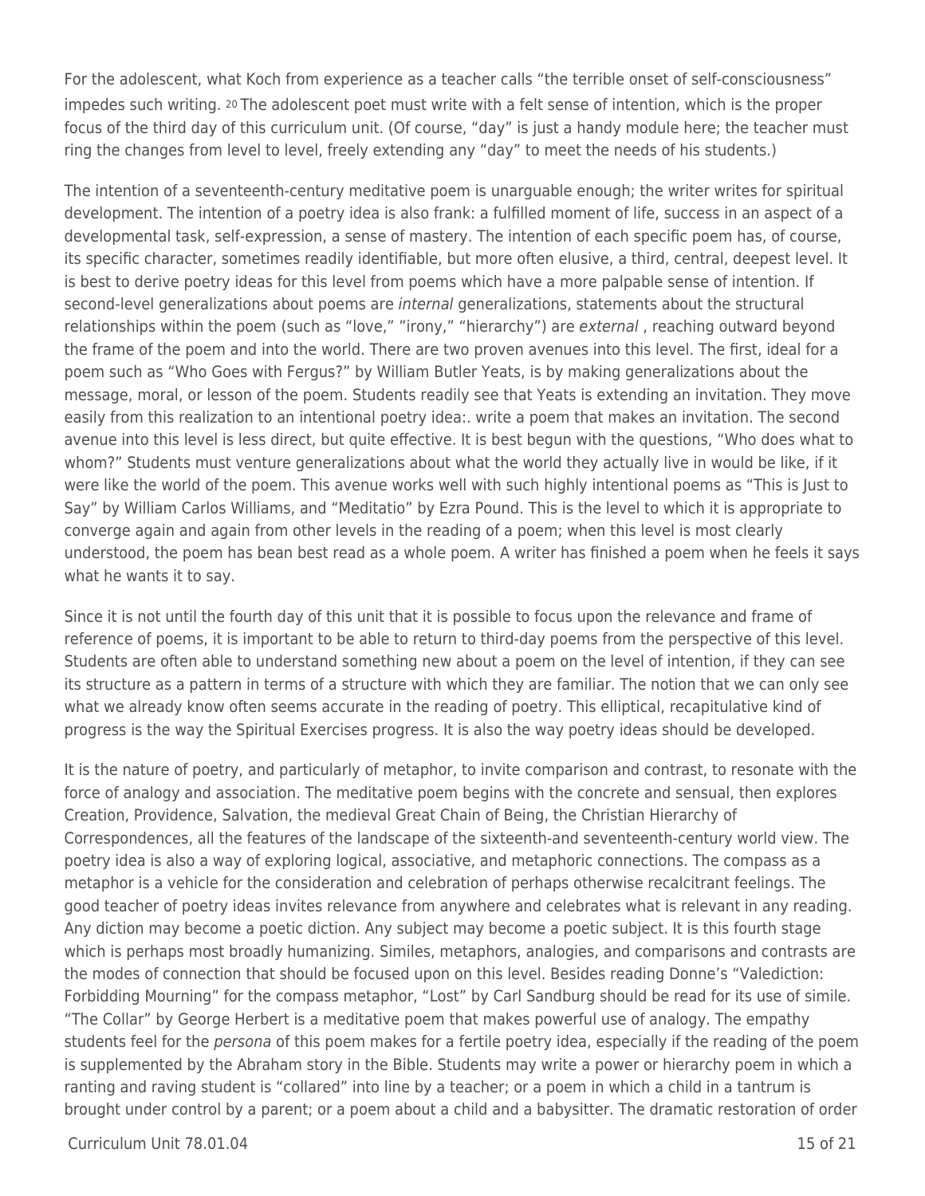For the adolescent, what Koch from experience as a teacher calls "the terrible onset of self-consciousness" impedes such writing. [20] The adolescent poet must write with a felt sense of intention, which is the proper focus of the third day of this curriculum unit. (Of course, "day" is just a handy module here; the teacher must ring the changes from level to level, freely extending any "day" to meet the needs of his students.)

The intention of a seventeenth-century meditative poem is unarguable enough; the writer writes for spiritual development. The intention of a poetry idea is also frank: a fulfilled moment of life, success in an aspect of a developmental task, self-expression, a sense of mastery. The intention of each specific poem has, of course, its specific character, sometimes readily identifiable, but more often elusive, a third, central, deepest level. It is best to derive poetry ideas for this level from poems which have a more palpable sense of intention. If second-level generalizations about poems are *internal* generalizations, statements about the structural relationships within the poem (such as "love," "irony," "hierarchy") are *external* , reaching outward beyond the frame of the poem and into the world. There are two proven avenues into this level. The first, ideal for a poem such as "Who Goes with Fergus?" by William Butler Yeats, is by making generalizations about the message, moral, or lesson of the poem. Students readily see that Yeats is extending an invitation. They move easily from this realization to an intentional poetry idea:. write a poem that makes an invitation. The second avenue into this level is less direct, but quite effective. It is best begun with the questions, "Who does what to whom?" Students must venture generalizations about what the world they actually live in would be like, if it were like the world of the poem. This avenue works well with such highly intentional poems as "This is Just to Say" by William Carlos Williams, and "Meditatio" by Ezra Pound. This is the level to which it is appropriate to converge again and again from other levels in the reading of a poem; when this level is most clearly understood, the poem has bean best read as a whole poem. A writer has finished a poem when he feels it says what he wants it to say.

Since it is not until the fourth day of this unit that it is possible to focus upon the relevance and frame of reference of poems, it is important to be able to return to third-day poems from the perspective of this level. Students are often able to understand something new about a poem on the level of intention, if they can see its structure as a pattern in terms of a structure with which they are familiar. The notion that we can only see what we already know often seems accurate in the reading of poetry. This elliptical, recapitulative kind of progress is the way the Spiritual Exercises progress. It is also the way poetry ideas should be developed.

It is the nature of poetry, and particularly of metaphor, to invite comparison and contrast, to resonate with the force of analogy and association. The meditative poem begins with the concrete and sensual, then explores Creation, Providence, Salvation, the medieval Great Chain of Being, the Christian Hierarchy of Correspondences, all the features of the landscape of the sixteenth-and seventeenth-century world view. The poetry idea is also a way of exploring logical, associative, and metaphoric connections. The compass as a metaphor is a vehicle for the consideration and celebration of perhaps otherwise recalcitrant feelings. The good teacher of poetry ideas invites relevance from anywhere and celebrates what is relevant in any reading. Any diction may become a poetic diction. Any subject may become a poetic subject. It is this fourth stage which is perhaps most broadly humanizing. Similes, metaphors, analogies, and comparisons and contrasts are the modes of connection that should be focused upon on this level. Besides reading Donne's "Valediction: Forbidding Mourning" for the compass metaphor, "Lost" by Carl Sandburg should be read for its use of simile. "The Collar" by George Herbert is a meditative poem that makes powerful use of analogy. The empathy students feel for the *persona* of this poem makes for a fertile poetry idea, especially if the reading of the poem is supplemented by the Abraham story in the Bible. Students may write a power or hierarchy poem in which a ranting and raving student is "collared" into line by a teacher; or a poem in which a child in a tantrum is brought under control by a parent; or a poem about a child and a babysitter. The dramatic restoration of order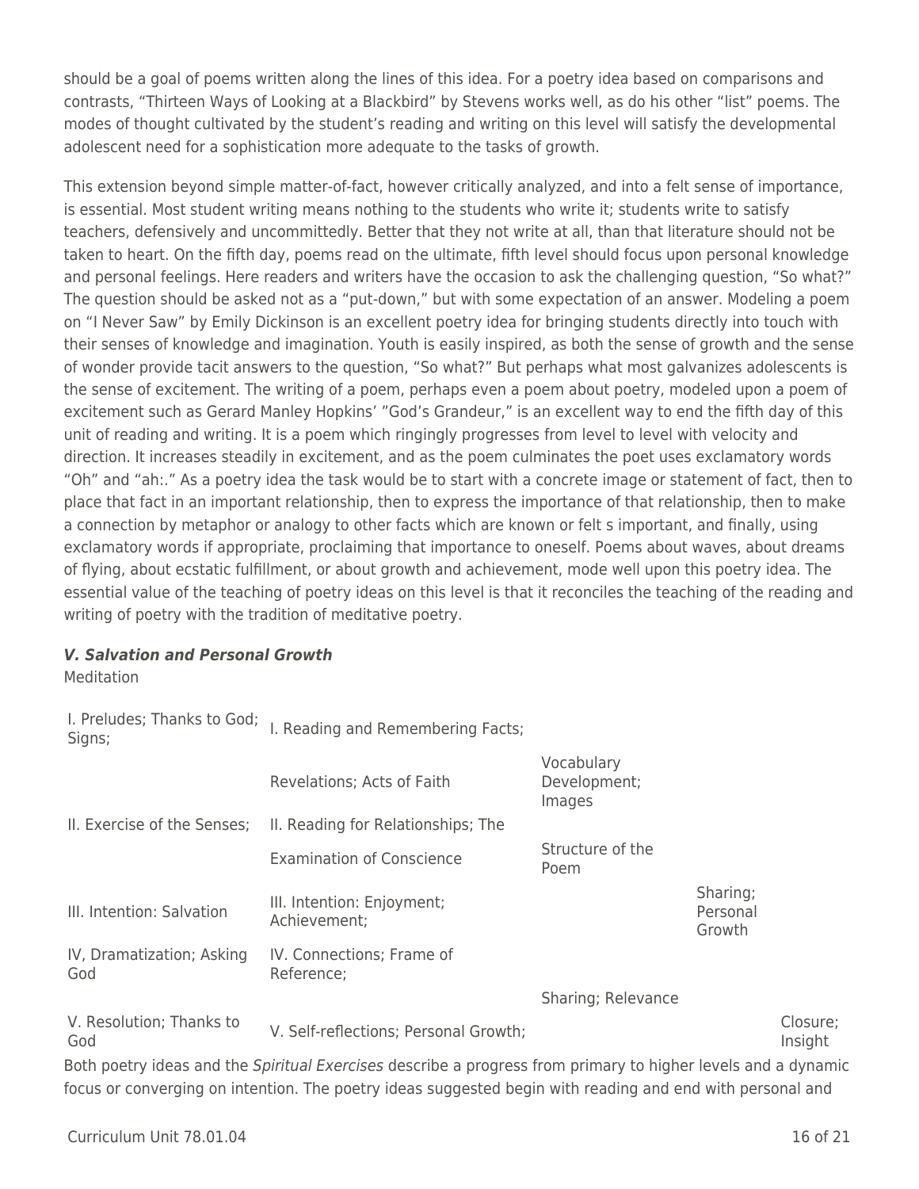should be a goal of poems written along the lines of this idea. For a poetry idea based on comparisons and contrasts, "Thirteen Ways of Looking at a Blackbird" by Stevens works well, as do his other "list" poems. The modes of thought cultivated by the student's reading and writing on this level will satisfy the developmental adolescent need for a sophistication more adequate to the tasks of growth.

This extension beyond simple matter-of-fact, however critically analyzed, and into a felt sense of importance, is essential. Most student writing means nothing to the students who write it; students write to satisfy teachers, defensively and uncommittedly. Better that they not write at all, than that literature should not be taken to heart. On the fifth day, poems read on the ultimate, fifth level should focus upon personal knowledge and personal feelings. Here readers and writers have the occasion to ask the challenging question, "So what?" The question should be asked not as a "put-down," but with some expectation of an answer. Modeling a poem on "I Never Saw" by Emily Dickinson is an excellent poetry idea for bringing students directly into touch with their senses of knowledge and imagination. Youth is easily inspired, as both the sense of growth and the sense of wonder provide tacit answers to the question, "So what?" But perhaps what most galvanizes adolescents is the sense of excitement. The writing of a poem, perhaps even a poem about poetry, modeled upon a poem of excitement such as Gerard Manley Hopkins' "God's Grandeur," is an excellent way to end the fifth day of this unit of reading and writing. It is a poem which ringingly progresses from level to level with velocity and direction. It increases steadily in excitement, and as the poem culminates the poet uses exclamatory words "Oh" and "ah:." As a poetry idea the task would be to start with a concrete image or statement of fact, then to place that fact in an important relationship, then to express the importance of that relationship, then to make a connection by metaphor or analogy to other facts which are known or felt s important, and finally, using exclamatory words if appropriate, proclaiming that importance to oneself. Poems about waves, about dreams of flying, about ecstatic fulfillment, or about growth and achievement, mode well upon this poetry idea. The essential value of the teaching of poetry ideas on this level is that it reconciles the teaching of the reading and writing of poetry with the tradition of meditative poetry.

***V. Salvation and Personal Growth***

Meditation

| I. Preludes; Thanks to God; Signs; | I. Reading and Remembering Facts; | | | |
|---|---|---|---|---|
| | Revelations; Acts of Faith | Vocabulary Development; Images | | |
| II. Exercise of the Senses; | II. Reading for Relationships; The | | | |
| | Examination of Conscience | Structure of the Poem | | |
| III. Intention: Salvation | III. Intention: Enjoyment; Achievement; | | Sharing; Personal Growth | |
| IV, Dramatization; Asking God | IV. Connections; Frame of Reference; | | | |
| | | Sharing; Relevance | | |
| V. Resolution; Thanks to God | V. Self-reflections; Personal Growth; | | | Closure; Insight |

Both poetry ideas and the *Spiritual Exercises* describe a progress from primary to higher levels and a dynamic focus or converging on intention. The poetry ideas suggested begin with reading and end with personal and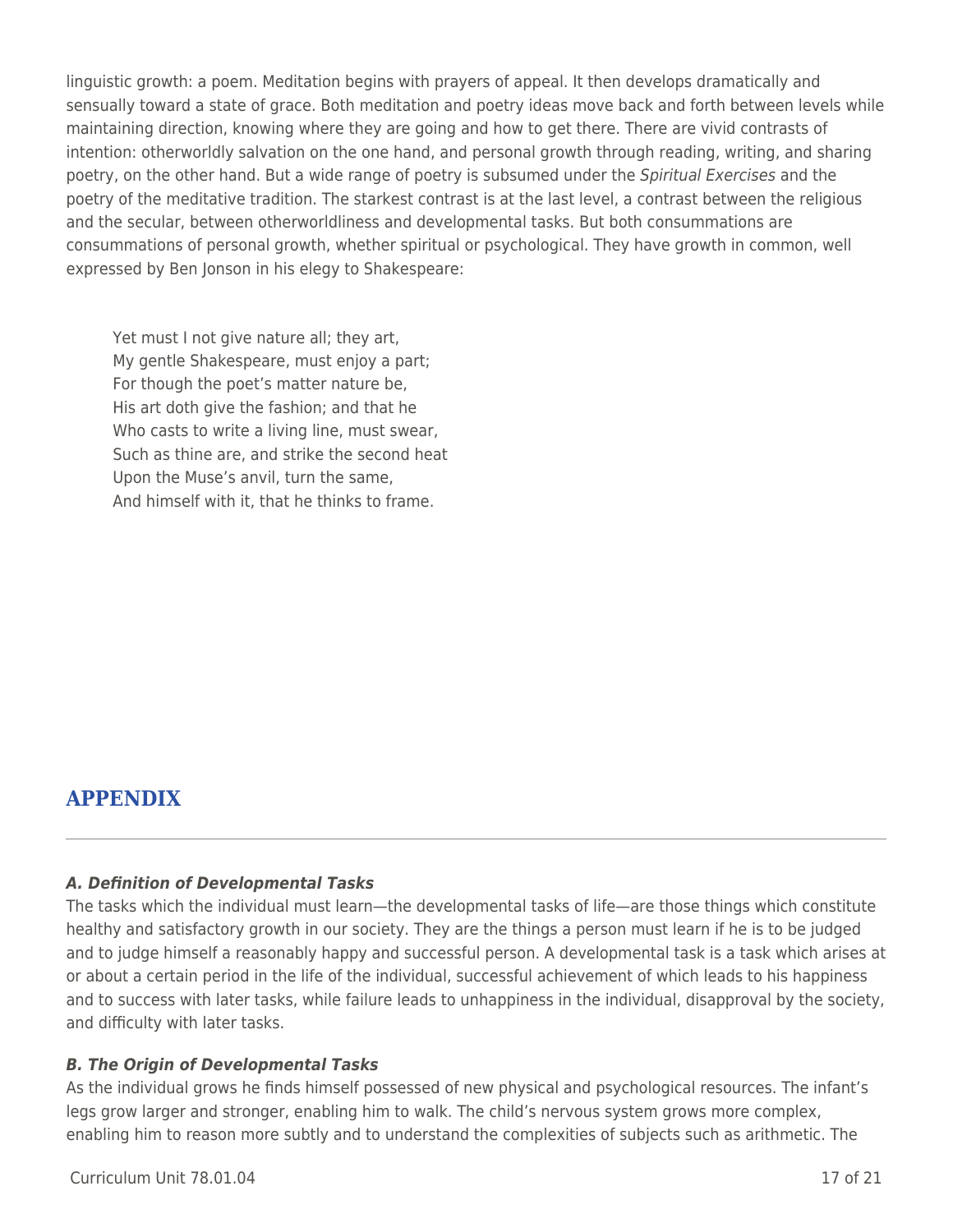linguistic growth: a poem. Meditation begins with prayers of appeal. It then develops dramatically and sensually toward a state of grace. Both meditation and poetry ideas move back and forth between levels while maintaining direction, knowing where they are going and how to get there. There are vivid contrasts of intention: otherworldly salvation on the one hand, and personal growth through reading, writing, and sharing poetry, on the other hand. But a wide range of poetry is subsumed under the *Spiritual Exercises* and the poetry of the meditative tradition. The starkest contrast is at the last level, a contrast between the religious and the secular, between otherworldliness and developmental tasks. But both consummations are consummations of personal growth, whether spiritual or psychological. They have growth in common, well expressed by Ben Jonson in his elegy to Shakespeare:

> Yet must I not give nature all; they art,
> My gentle Shakespeare, must enjoy a part;
> For though the poet's matter nature be,
> His art doth give the fashion; and that he
> Who casts to write a living line, must swear,
> Such as thine are, and strike the second heat
> Upon the Muse's anvil, turn the same,
> And himself with it, that he thinks to frame.

## APPENDIX

***A. Definition of Developmental Tasks***

The tasks which the individual must learn—the developmental tasks of life—are those things which constitute healthy and satisfactory growth in our society. They are the things a person must learn if he is to be judged and to judge himself a reasonably happy and successful person. A developmental task is a task which arises at or about a certain period in the life of the individual, successful achievement of which leads to his happiness and to success with later tasks, while failure leads to unhappiness in the individual, disapproval by the society, and difficulty with later tasks.

***B. The Origin of Developmental Tasks***

As the individual grows he finds himself possessed of new physical and psychological resources. The infant's legs grow larger and stronger, enabling him to walk. The child's nervous system grows more complex, enabling him to reason more subtly and to understand the complexities of subjects such as arithmetic. The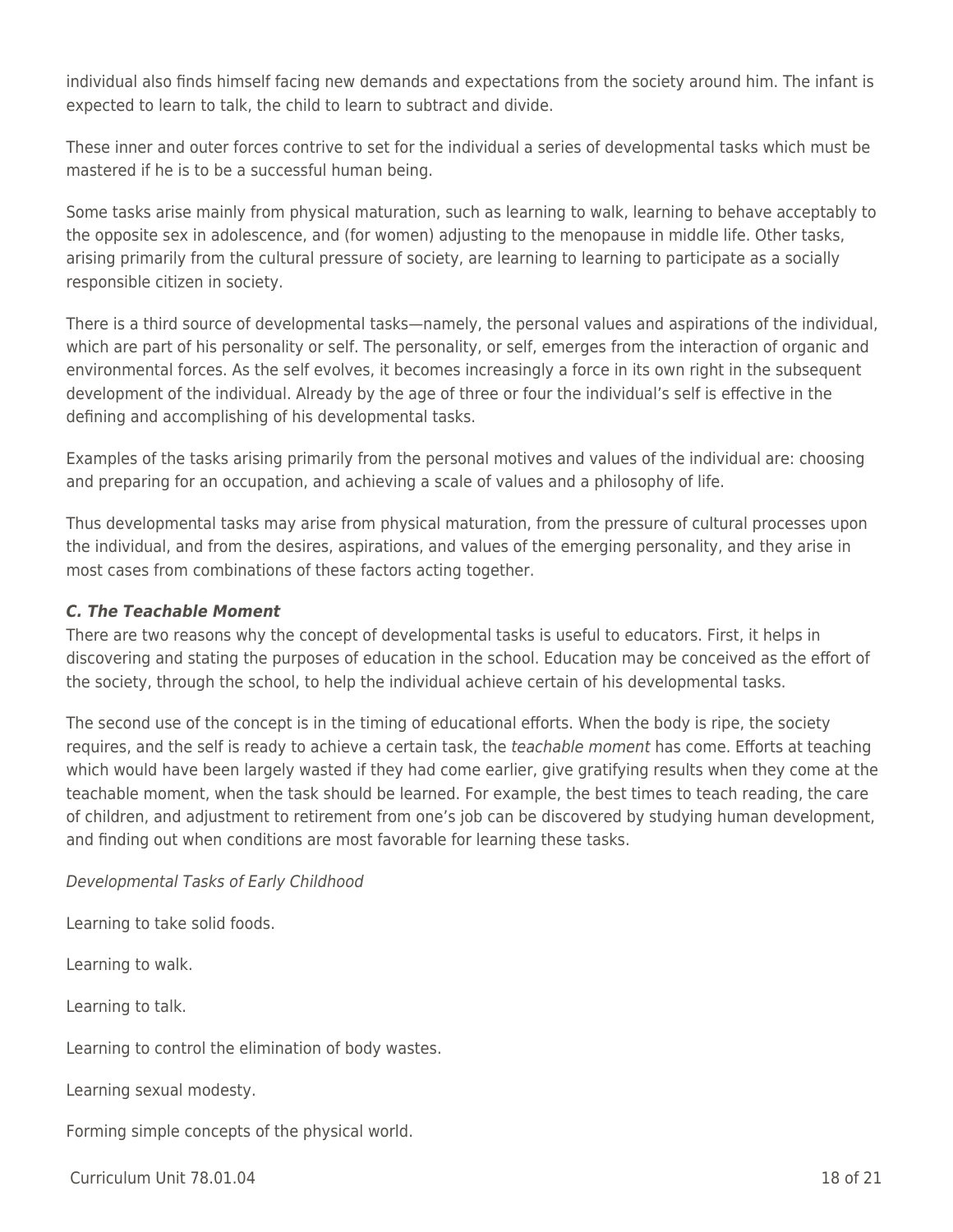individual also finds himself facing new demands and expectations from the society around him. The infant is expected to learn to talk, the child to learn to subtract and divide.

These inner and outer forces contrive to set for the individual a series of developmental tasks which must be mastered if he is to be a successful human being.

Some tasks arise mainly from physical maturation, such as learning to walk, learning to behave acceptably to the opposite sex in adolescence, and (for women) adjusting to the menopause in middle life. Other tasks, arising primarily from the cultural pressure of society, are learning to learning to participate as a socially responsible citizen in society.

There is a third source of developmental tasks—namely, the personal values and aspirations of the individual, which are part of his personality or self. The personality, or self, emerges from the interaction of organic and environmental forces. As the self evolves, it becomes increasingly a force in its own right in the subsequent development of the individual. Already by the age of three or four the individual's self is effective in the defining and accomplishing of his developmental tasks.

Examples of the tasks arising primarily from the personal motives and values of the individual are: choosing and preparing for an occupation, and achieving a scale of values and a philosophy of life.

Thus developmental tasks may arise from physical maturation, from the pressure of cultural processes upon the individual, and from the desires, aspirations, and values of the emerging personality, and they arise in most cases from combinations of these factors acting together.

***C. The Teachable Moment***

There are two reasons why the concept of developmental tasks is useful to educators. First, it helps in discovering and stating the purposes of education in the school. Education may be conceived as the effort of the society, through the school, to help the individual achieve certain of his developmental tasks.

The second use of the concept is in the timing of educational efforts. When the body is ripe, the society requires, and the self is ready to achieve a certain task, the *teachable moment* has come. Efforts at teaching which would have been largely wasted if they had come earlier, give gratifying results when they come at the teachable moment, when the task should be learned. For example, the best times to teach reading, the care of children, and adjustment to retirement from one's job can be discovered by studying human development, and finding out when conditions are most favorable for learning these tasks.

*Developmental Tasks of Early Childhood*

Learning to take solid foods.

Learning to walk.

Learning to talk.

Learning to control the elimination of body wastes.

Learning sexual modesty.

Forming simple concepts of the physical world.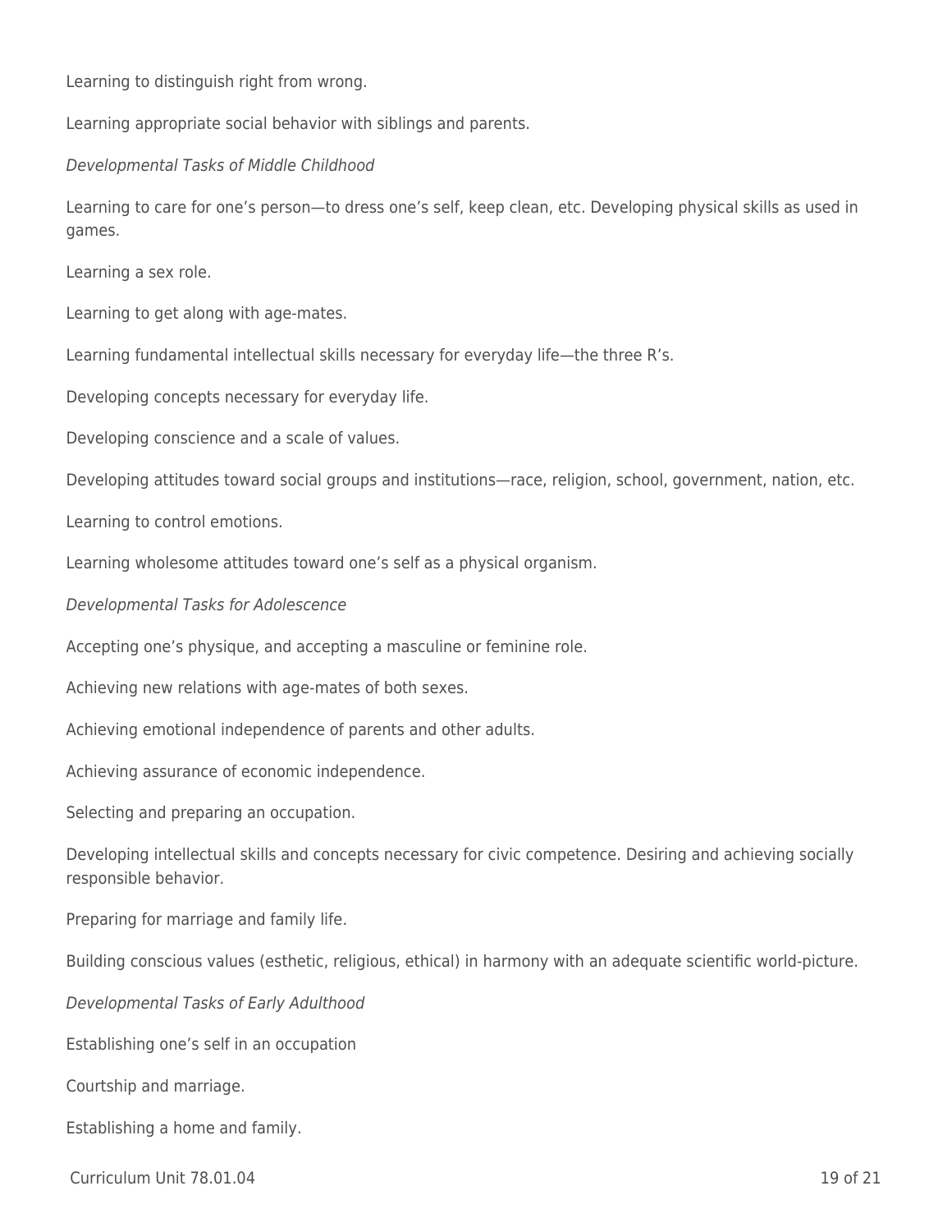Learning to distinguish right from wrong.

Learning appropriate social behavior with siblings and parents.

*Developmental Tasks of Middle Childhood*

Learning to care for one's person—to dress one's self, keep clean, etc. Developing physical skills as used in games.

Learning a sex role.

Learning to get along with age-mates.

Learning fundamental intellectual skills necessary for everyday life—the three R's.

Developing concepts necessary for everyday life.

Developing conscience and a scale of values.

Developing attitudes toward social groups and institutions—race, religion, school, government, nation, etc.

Learning to control emotions.

Learning wholesome attitudes toward one's self as a physical organism.

*Developmental Tasks for Adolescence*

Accepting one's physique, and accepting a masculine or feminine role.

Achieving new relations with age-mates of both sexes.

Achieving emotional independence of parents and other adults.

Achieving assurance of economic independence.

Selecting and preparing an occupation.

Developing intellectual skills and concepts necessary for civic competence. Desiring and achieving socially responsible behavior.

Preparing for marriage and family life.

Building conscious values (esthetic, religious, ethical) in harmony with an adequate scientific world-picture.

*Developmental Tasks of Early Adulthood*

Establishing one's self in an occupation

Courtship and marriage.

Establishing a home and family.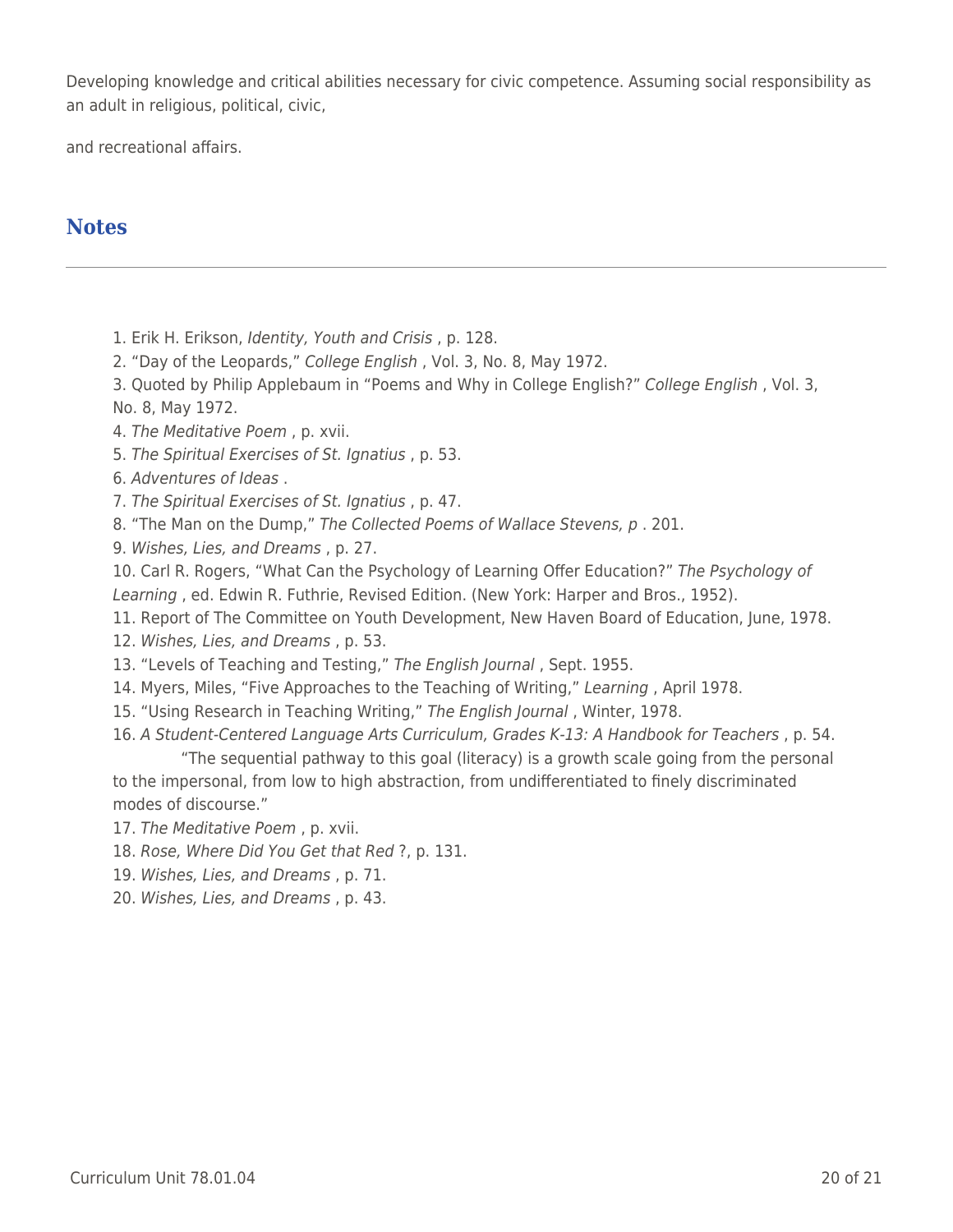Developing knowledge and critical abilities necessary for civic competence. Assuming social responsibility as an adult in religious, political, civic,

and recreational affairs.

## Notes

1. Erik H. Erikson, *Identity, Youth and Crisis* , p. 128.
2. "Day of the Leopards," *College English* , Vol. 3, No. 8, May 1972.
3. Quoted by Philip Applebaum in "Poems and Why in College English?" *College English* , Vol. 3, No. 8, May 1972.
4. *The Meditative Poem* , p. xvii.
5. *The Spiritual Exercises of St. Ignatius* , p. 53.
6. *Adventures of Ideas* .
7. *The Spiritual Exercises of St. Ignatius* , p. 47.
8. "The Man on the Dump," *The Collected Poems of Wallace Stevens, p* . 201.
9. *Wishes, Lies, and Dreams* , p. 27.
10. Carl R. Rogers, "What Can the Psychology of Learning Offer Education?" *The Psychology of Learning* , ed. Edwin R. Futhrie, Revised Edition. (New York: Harper and Bros., 1952).
11. Report of The Committee on Youth Development, New Haven Board of Education, June, 1978.
12. *Wishes, Lies, and Dreams* , p. 53.
13. "Levels of Teaching and Testing," *The English Journal* , Sept. 1955.
14. Myers, Miles, "Five Approaches to the Teaching of Writing," *Learning* , April 1978.
15. "Using Research in Teaching Writing," *The English Journal* , Winter, 1978.
16. *A Student-Centered Language Arts Curriculum, Grades K-13: A Handbook for Teachers* , p. 54.
    "The sequential pathway to this goal (literacy) is a growth scale going from the personal to the impersonal, from low to high abstraction, from undifferentiated to finely discriminated modes of discourse."
17. *The Meditative Poem* , p. xvii.
18. *Rose, Where Did You Get that Red* ?, p. 131.
19. *Wishes, Lies, and Dreams* , p. 71.
20. *Wishes, Lies, and Dreams* , p. 43.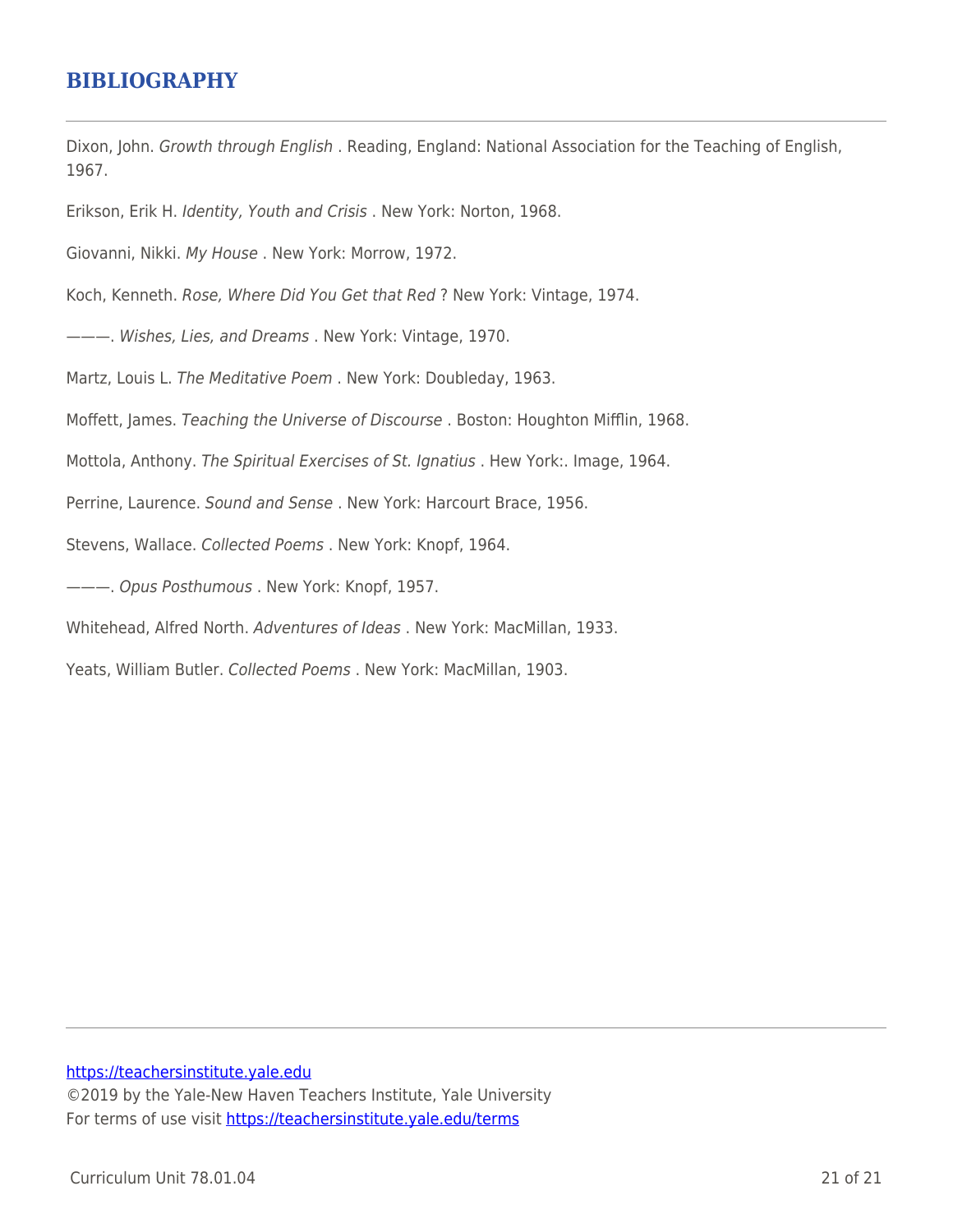## BIBLIOGRAPHY

Dixon, John. *Growth through English* . Reading, England: National Association for the Teaching of English, 1967.

Erikson, Erik H. *Identity, Youth and Crisis* . New York: Norton, 1968.

Giovanni, Nikki. *My House* . New York: Morrow, 1972.

Koch, Kenneth. *Rose, Where Did You Get that Red* ? New York: Vintage, 1974.

———. *Wishes, Lies, and Dreams* . New York: Vintage, 1970.

Martz, Louis L. *The Meditative Poem* . New York: Doubleday, 1963.

Moffett, James. *Teaching the Universe of Discourse* . Boston: Houghton Mifflin, 1968.

Mottola, Anthony. *The Spiritual Exercises of St. Ignatius* . Hew York:. Image, 1964.

Perrine, Laurence. *Sound and Sense* . New York: Harcourt Brace, 1956.

Stevens, Wallace. *Collected Poems* . New York: Knopf, 1964.

———. *Opus Posthumous* . New York: Knopf, 1957.

Whitehead, Alfred North. *Adventures of Ideas* . New York: MacMillan, 1933.

Yeats, William Butler. *Collected Poems* . New York: MacMillan, 1903.

https://teachersinstitute.yale.edu
©2019 by the Yale-New Haven Teachers Institute, Yale University
For terms of use visit https://teachersinstitute.yale.edu/terms